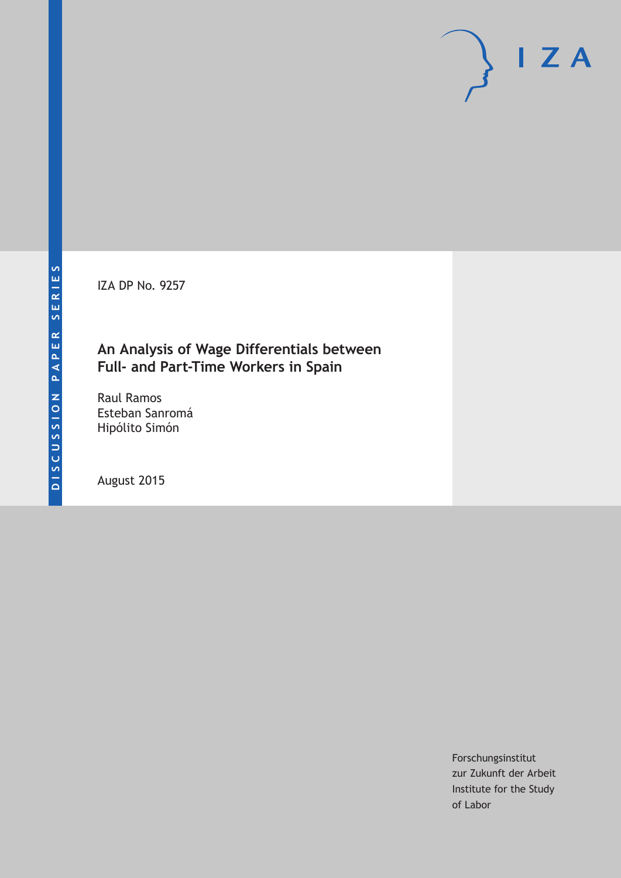DISCUSSION PAPER SERIES

IZA

IZA DP No. 9257

# An Analysis of Wage Differentials between Full- and Part-Time Workers in Spain

Raul Ramos
Esteban Sanromá
Hipólito Simón

August 2015

Forschungsinstitut
zur Zukunft der Arbeit
Institute for the Study
of Labor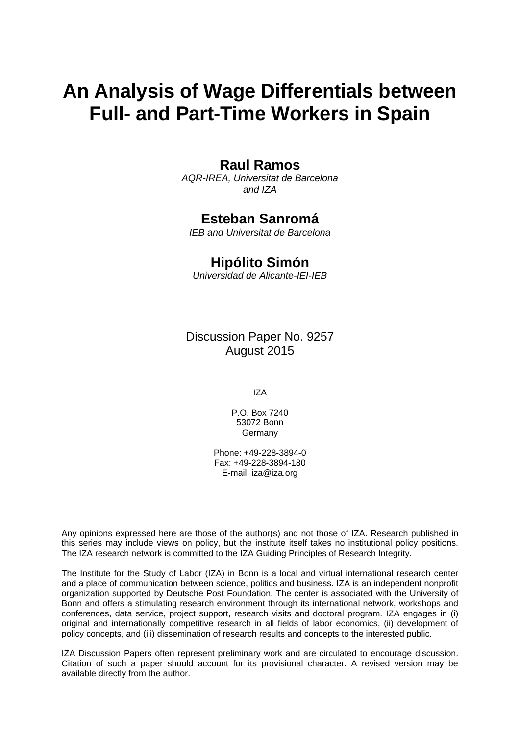# An Analysis of Wage Differentials between Full- and Part-Time Workers in Spain

**Raul Ramos**
*AQR-IREA, Universitat de Barcelona and IZA*

**Esteban Sanromá**
*IEB and Universitat de Barcelona*

**Hipólito Simón**
*Universidad de Alicante-IEI-IEB*

Discussion Paper No. 9257
August 2015

IZA

P.O. Box 7240
53072 Bonn
Germany

Phone: +49-228-3894-0
Fax: +49-228-3894-180
E-mail: iza@iza.org

Any opinions expressed here are those of the author(s) and not those of IZA. Research published in this series may include views on policy, but the institute itself takes no institutional policy positions. The IZA research network is committed to the IZA Guiding Principles of Research Integrity.

The Institute for the Study of Labor (IZA) in Bonn is a local and virtual international research center and a place of communication between science, politics and business. IZA is an independent nonprofit organization supported by Deutsche Post Foundation. The center is associated with the University of Bonn and offers a stimulating research environment through its international network, workshops and conferences, data service, project support, research visits and doctoral program. IZA engages in (i) original and internationally competitive research in all fields of labor economics, (ii) development of policy concepts, and (iii) dissemination of research results and concepts to the interested public.

IZA Discussion Papers often represent preliminary work and are circulated to encourage discussion. Citation of such a paper should account for its provisional character. A revised version may be available directly from the author.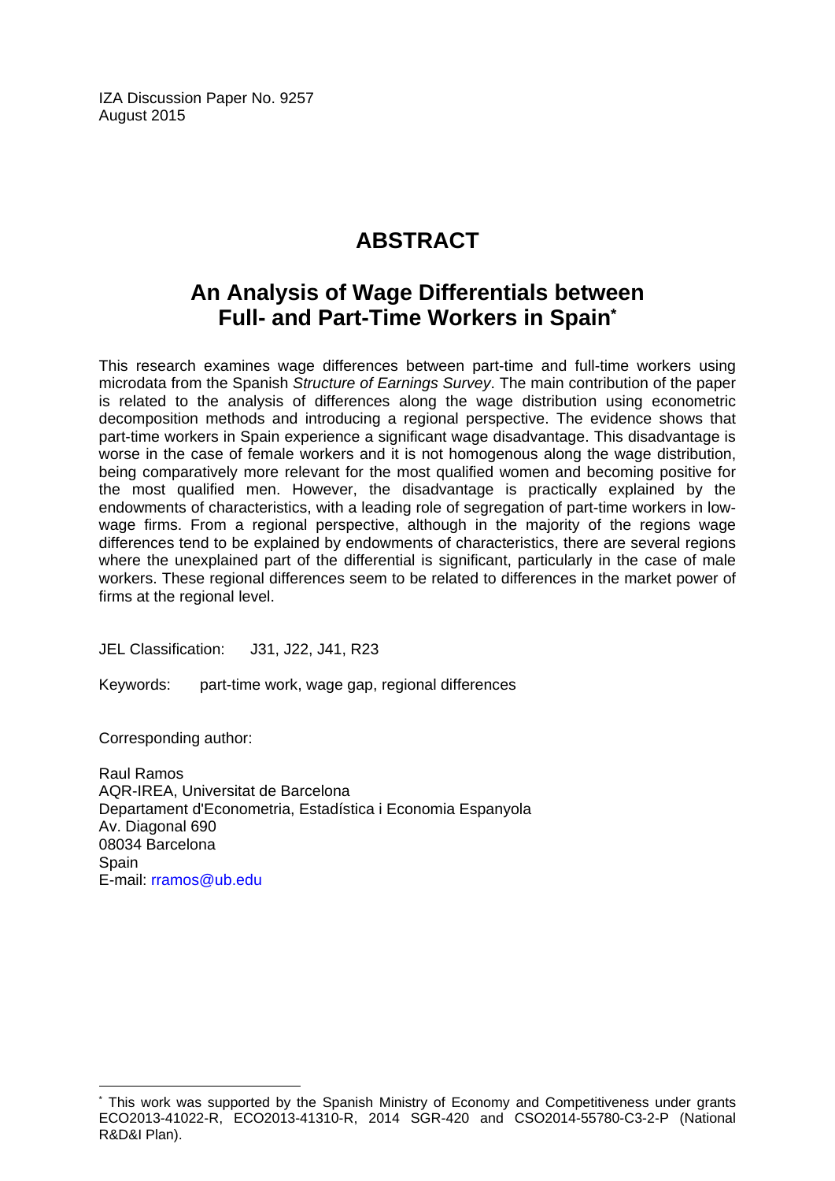IZA Discussion Paper No. 9257
August 2015

# ABSTRACT

## An Analysis of Wage Differentials between Full- and Part-Time Workers in Spain*

This research examines wage differences between part-time and full-time workers using microdata from the Spanish *Structure of Earnings Survey*. The main contribution of the paper is related to the analysis of differences along the wage distribution using econometric decomposition methods and introducing a regional perspective. The evidence shows that part-time workers in Spain experience a significant wage disadvantage. This disadvantage is worse in the case of female workers and it is not homogenous along the wage distribution, being comparatively more relevant for the most qualified women and becoming positive for the most qualified men. However, the disadvantage is practically explained by the endowments of characteristics, with a leading role of segregation of part-time workers in low-wage firms. From a regional perspective, although in the majority of the regions wage differences tend to be explained by endowments of characteristics, there are several regions where the unexplained part of the differential is significant, particularly in the case of male workers. These regional differences seem to be related to differences in the market power of firms at the regional level.

JEL Classification: J31, J22, J41, R23

Keywords: part-time work, wage gap, regional differences

Corresponding author:

Raul Ramos
AQR-IREA, Universitat de Barcelona
Departament d'Econometria, Estadística i Economia Espanyola
Av. Diagonal 690
08034 Barcelona
Spain
E-mail: rramos@ub.edu

---

* This work was supported by the Spanish Ministry of Economy and Competitiveness under grants ECO2013-41022-R, ECO2013-41310-R, 2014 SGR-420 and CSO2014-55780-C3-2-P (National R&D&I Plan).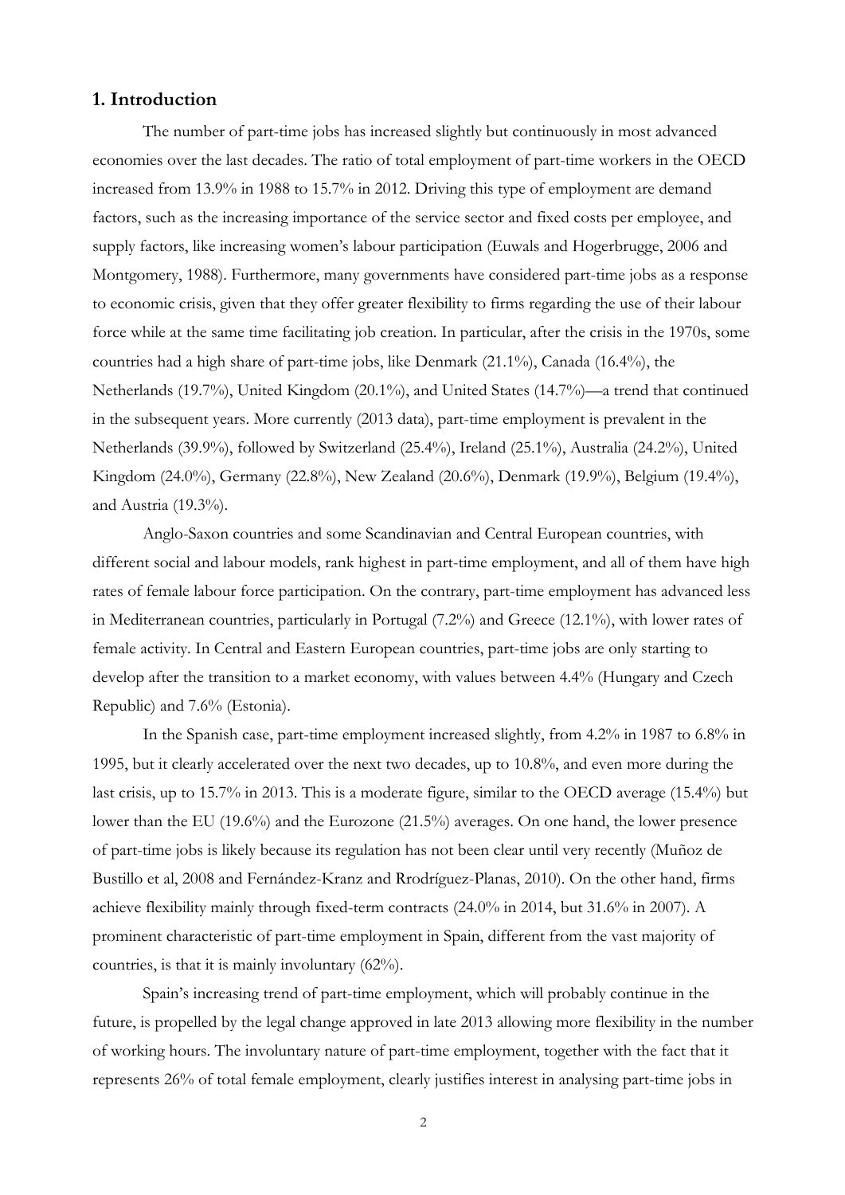## 1. Introduction

The number of part-time jobs has increased slightly but continuously in most advanced economies over the last decades. The ratio of total employment of part-time workers in the OECD increased from 13.9% in 1988 to 15.7% in 2012. Driving this type of employment are demand factors, such as the increasing importance of the service sector and fixed costs per employee, and supply factors, like increasing women's labour participation (Euwals and Hogerbrugge, 2006 and Montgomery, 1988). Furthermore, many governments have considered part-time jobs as a response to economic crisis, given that they offer greater flexibility to firms regarding the use of their labour force while at the same time facilitating job creation. In particular, after the crisis in the 1970s, some countries had a high share of part-time jobs, like Denmark (21.1%), Canada (16.4%), the Netherlands (19.7%), United Kingdom (20.1%), and United States (14.7%)—a trend that continued in the subsequent years. More currently (2013 data), part-time employment is prevalent in the Netherlands (39.9%), followed by Switzerland (25.4%), Ireland (25.1%), Australia (24.2%), United Kingdom (24.0%), Germany (22.8%), New Zealand (20.6%), Denmark (19.9%), Belgium (19.4%), and Austria (19.3%).

Anglo-Saxon countries and some Scandinavian and Central European countries, with different social and labour models, rank highest in part-time employment, and all of them have high rates of female labour force participation. On the contrary, part-time employment has advanced less in Mediterranean countries, particularly in Portugal (7.2%) and Greece (12.1%), with lower rates of female activity. In Central and Eastern European countries, part-time jobs are only starting to develop after the transition to a market economy, with values between 4.4% (Hungary and Czech Republic) and 7.6% (Estonia).

In the Spanish case, part-time employment increased slightly, from 4.2% in 1987 to 6.8% in 1995, but it clearly accelerated over the next two decades, up to 10.8%, and even more during the last crisis, up to 15.7% in 2013. This is a moderate figure, similar to the OECD average (15.4%) but lower than the EU (19.6%) and the Eurozone (21.5%) averages. On one hand, the lower presence of part-time jobs is likely because its regulation has not been clear until very recently (Muñoz de Bustillo et al, 2008 and Fernández-Kranz and Rrodríguez-Planas, 2010). On the other hand, firms achieve flexibility mainly through fixed-term contracts (24.0% in 2014, but 31.6% in 2007). A prominent characteristic of part-time employment in Spain, different from the vast majority of countries, is that it is mainly involuntary (62%).

Spain's increasing trend of part-time employment, which will probably continue in the future, is propelled by the legal change approved in late 2013 allowing more flexibility in the number of working hours. The involuntary nature of part-time employment, together with the fact that it represents 26% of total female employment, clearly justifies interest in analysing part-time jobs in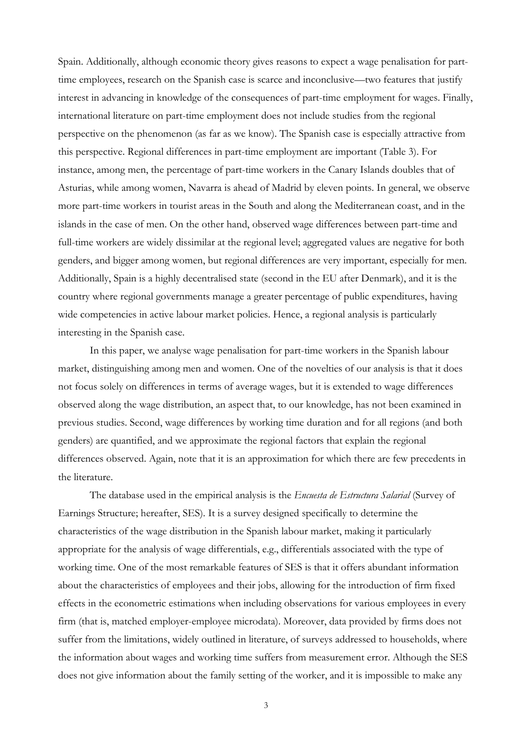Spain. Additionally, although economic theory gives reasons to expect a wage penalisation for part-time employees, research on the Spanish case is scarce and inconclusive—two features that justify interest in advancing in knowledge of the consequences of part-time employment for wages. Finally, international literature on part-time employment does not include studies from the regional perspective on the phenomenon (as far as we know). The Spanish case is especially attractive from this perspective. Regional differences in part-time employment are important (Table 3). For instance, among men, the percentage of part-time workers in the Canary Islands doubles that of Asturias, while among women, Navarra is ahead of Madrid by eleven points. In general, we observe more part-time workers in tourist areas in the South and along the Mediterranean coast, and in the islands in the case of men. On the other hand, observed wage differences between part-time and full-time workers are widely dissimilar at the regional level; aggregated values are negative for both genders, and bigger among women, but regional differences are very important, especially for men. Additionally, Spain is a highly decentralised state (second in the EU after Denmark), and it is the country where regional governments manage a greater percentage of public expenditures, having wide competencies in active labour market policies. Hence, a regional analysis is particularly interesting in the Spanish case.

In this paper, we analyse wage penalisation for part-time workers in the Spanish labour market, distinguishing among men and women. One of the novelties of our analysis is that it does not focus solely on differences in terms of average wages, but it is extended to wage differences observed along the wage distribution, an aspect that, to our knowledge, has not been examined in previous studies. Second, wage differences by working time duration and for all regions (and both genders) are quantified, and we approximate the regional factors that explain the regional differences observed. Again, note that it is an approximation for which there are few precedents in the literature.

The database used in the empirical analysis is the *Encuesta de Estructura Salarial* (Survey of Earnings Structure; hereafter, SES). It is a survey designed specifically to determine the characteristics of the wage distribution in the Spanish labour market, making it particularly appropriate for the analysis of wage differentials, e.g., differentials associated with the type of working time. One of the most remarkable features of SES is that it offers abundant information about the characteristics of employees and their jobs, allowing for the introduction of firm fixed effects in the econometric estimations when including observations for various employees in every firm (that is, matched employer-employee microdata). Moreover, data provided by firms does not suffer from the limitations, widely outlined in literature, of surveys addressed to households, where the information about wages and working time suffers from measurement error. Although the SES does not give information about the family setting of the worker, and it is impossible to make any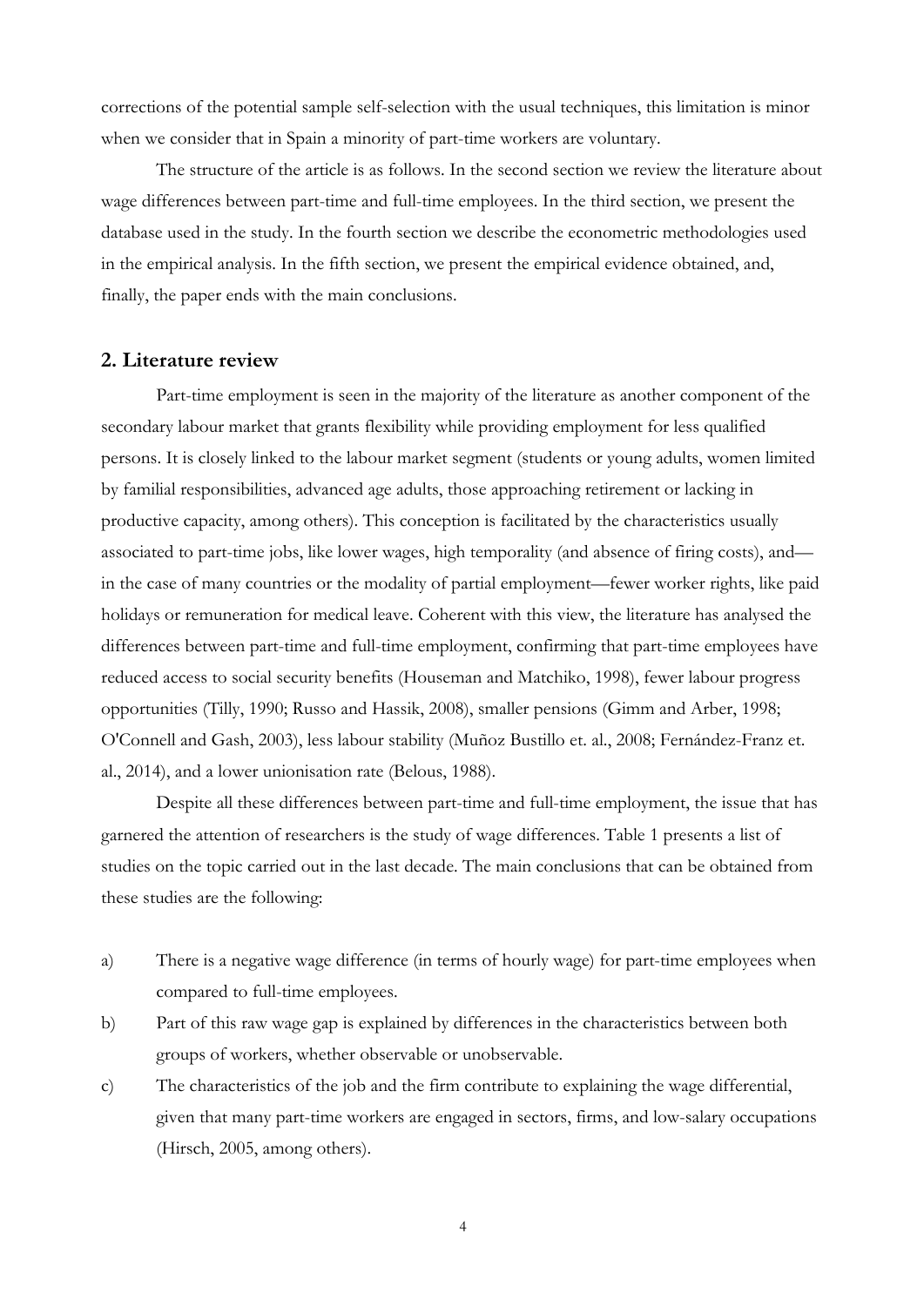corrections of the potential sample self-selection with the usual techniques, this limitation is minor when we consider that in Spain a minority of part-time workers are voluntary.

The structure of the article is as follows. In the second section we review the literature about wage differences between part-time and full-time employees. In the third section, we present the database used in the study. In the fourth section we describe the econometric methodologies used in the empirical analysis. In the fifth section, we present the empirical evidence obtained, and, finally, the paper ends with the main conclusions.

## 2. Literature review

Part-time employment is seen in the majority of the literature as another component of the secondary labour market that grants flexibility while providing employment for less qualified persons. It is closely linked to the labour market segment (students or young adults, women limited by familial responsibilities, advanced age adults, those approaching retirement or lacking in productive capacity, among others). This conception is facilitated by the characteristics usually associated to part-time jobs, like lower wages, high temporality (and absence of firing costs), and—in the case of many countries or the modality of partial employment—fewer worker rights, like paid holidays or remuneration for medical leave. Coherent with this view, the literature has analysed the differences between part-time and full-time employment, confirming that part-time employees have reduced access to social security benefits (Houseman and Matchiko, 1998), fewer labour progress opportunities (Tilly, 1990; Russo and Hassik, 2008), smaller pensions (Gimm and Arber, 1998; O'Connell and Gash, 2003), less labour stability (Muñoz Bustillo et. al., 2008; Fernández-Franz et. al., 2014), and a lower unionisation rate (Belous, 1988).

Despite all these differences between part-time and full-time employment, the issue that has garnered the attention of researchers is the study of wage differences. Table 1 presents a list of studies on the topic carried out in the last decade. The main conclusions that can be obtained from these studies are the following:

a) There is a negative wage difference (in terms of hourly wage) for part-time employees when compared to full-time employees.

b) Part of this raw wage gap is explained by differences in the characteristics between both groups of workers, whether observable or unobservable.

c) The characteristics of the job and the firm contribute to explaining the wage differential, given that many part-time workers are engaged in sectors, firms, and low-salary occupations (Hirsch, 2005, among others).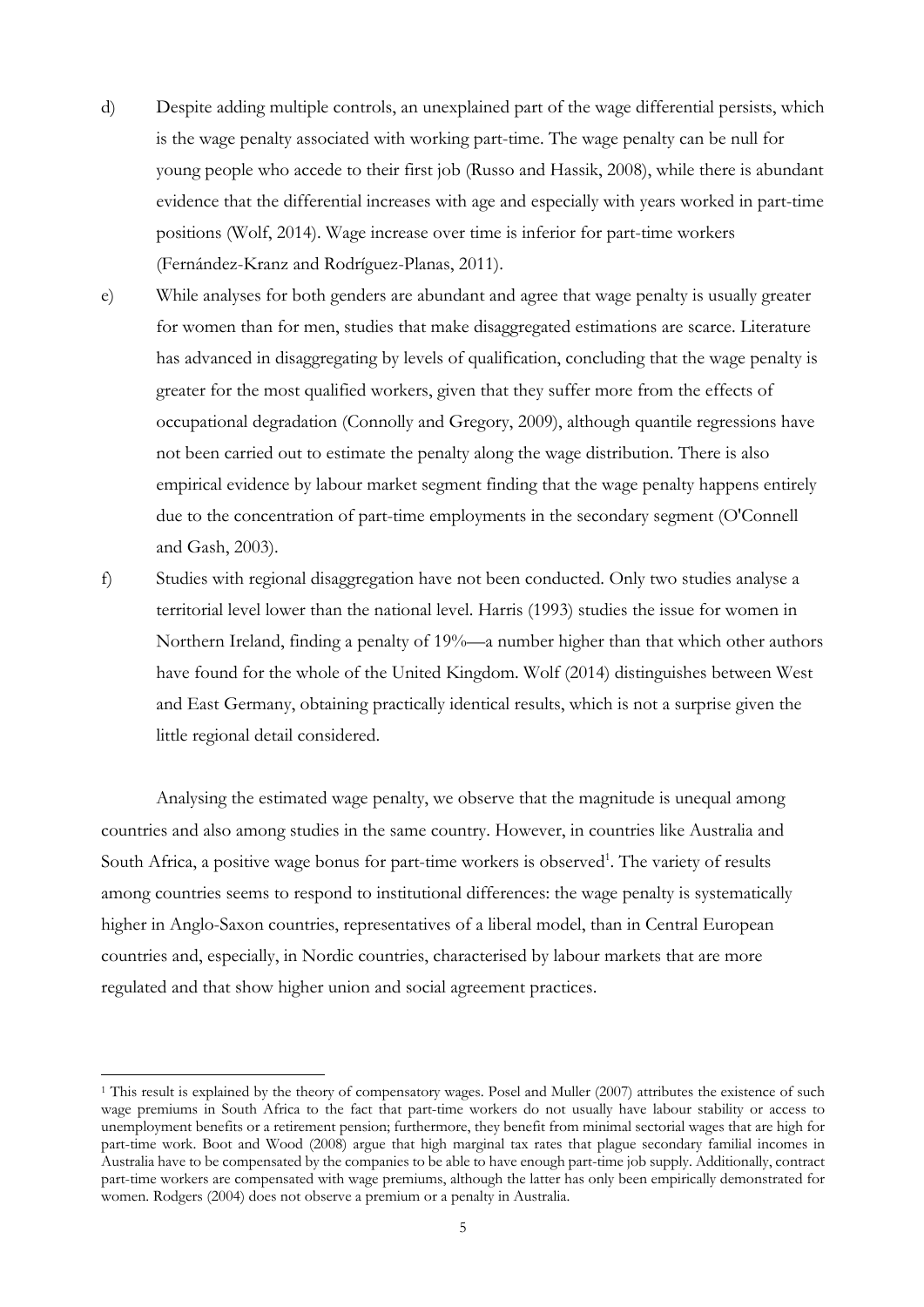d) Despite adding multiple controls, an unexplained part of the wage differential persists, which is the wage penalty associated with working part-time. The wage penalty can be null for young people who accede to their first job (Russo and Hassik, 2008), while there is abundant evidence that the differential increases with age and especially with years worked in part-time positions (Wolf, 2014). Wage increase over time is inferior for part-time workers (Fernández-Kranz and Rodríguez-Planas, 2011).

e) While analyses for both genders are abundant and agree that wage penalty is usually greater for women than for men, studies that make disaggregated estimations are scarce. Literature has advanced in disaggregating by levels of qualification, concluding that the wage penalty is greater for the most qualified workers, given that they suffer more from the effects of occupational degradation (Connolly and Gregory, 2009), although quantile regressions have not been carried out to estimate the penalty along the wage distribution. There is also empirical evidence by labour market segment finding that the wage penalty happens entirely due to the concentration of part-time employments in the secondary segment (O'Connell and Gash, 2003).

f) Studies with regional disaggregation have not been conducted. Only two studies analyse a territorial level lower than the national level. Harris (1993) studies the issue for women in Northern Ireland, finding a penalty of 19%—a number higher than that which other authors have found for the whole of the United Kingdom. Wolf (2014) distinguishes between West and East Germany, obtaining practically identical results, which is not a surprise given the little regional detail considered.

Analysing the estimated wage penalty, we observe that the magnitude is unequal among countries and also among studies in the same country. However, in countries like Australia and South Africa, a positive wage bonus for part-time workers is observed[1]. The variety of results among countries seems to respond to institutional differences: the wage penalty is systematically higher in Anglo-Saxon countries, representatives of a liberal model, than in Central European countries and, especially, in Nordic countries, characterised by labour markets that are more regulated and that show higher union and social agreement practices.

[1] This result is explained by the theory of compensatory wages. Posel and Muller (2007) attributes the existence of such wage premiums in South Africa to the fact that part-time workers do not usually have labour stability or access to unemployment benefits or a retirement pension; furthermore, they benefit from minimal sectorial wages that are high for part-time work. Boot and Wood (2008) argue that high marginal tax rates that plague secondary familial incomes in Australia have to be compensated by the companies to be able to have enough part-time job supply. Additionally, contract part-time workers are compensated with wage premiums, although the latter has only been empirically demonstrated for women. Rodgers (2004) does not observe a premium or a penalty in Australia.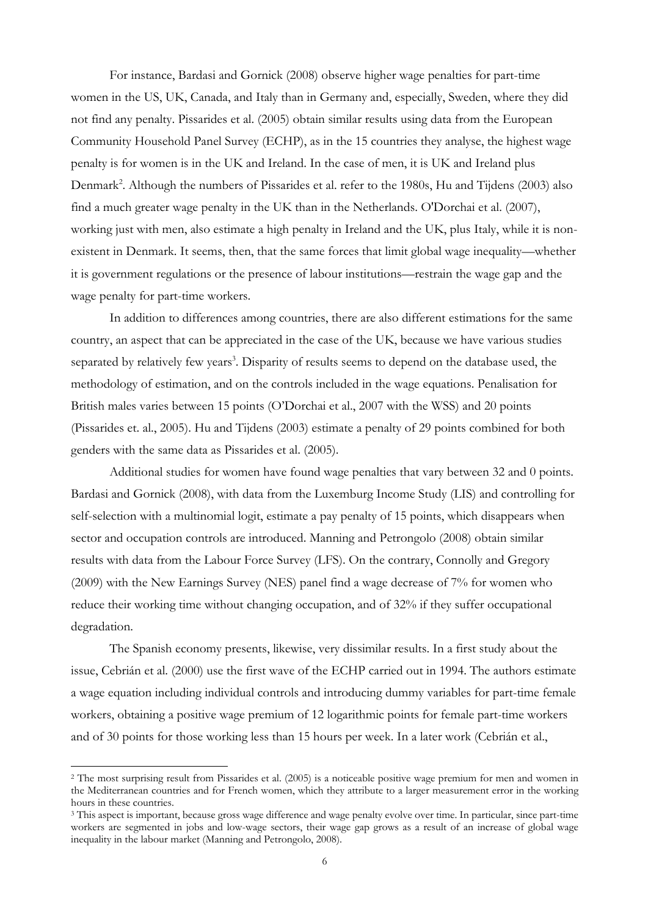For instance, Bardasi and Gornick (2008) observe higher wage penalties for part-time women in the US, UK, Canada, and Italy than in Germany and, especially, Sweden, where they did not find any penalty. Pissarides et al. (2005) obtain similar results using data from the European Community Household Panel Survey (ECHP), as in the 15 countries they analyse, the highest wage penalty is for women is in the UK and Ireland. In the case of men, it is UK and Ireland plus Denmark[2]. Although the numbers of Pissarides et al. refer to the 1980s, Hu and Tijdens (2003) also find a much greater wage penalty in the UK than in the Netherlands. O'Dorchai et al. (2007), working just with men, also estimate a high penalty in Ireland and the UK, plus Italy, while it is non-existent in Denmark. It seems, then, that the same forces that limit global wage inequality—whether it is government regulations or the presence of labour institutions—restrain the wage gap and the wage penalty for part-time workers.

In addition to differences among countries, there are also different estimations for the same country, an aspect that can be appreciated in the case of the UK, because we have various studies separated by relatively few years[3]. Disparity of results seems to depend on the database used, the methodology of estimation, and on the controls included in the wage equations. Penalisation for British males varies between 15 points (O'Dorchai et al., 2007 with the WSS) and 20 points (Pissarides et. al., 2005). Hu and Tijdens (2003) estimate a penalty of 29 points combined for both genders with the same data as Pissarides et al. (2005).

Additional studies for women have found wage penalties that vary between 32 and 0 points. Bardasi and Gornick (2008), with data from the Luxemburg Income Study (LIS) and controlling for self-selection with a multinomial logit, estimate a pay penalty of 15 points, which disappears when sector and occupation controls are introduced. Manning and Petrongolo (2008) obtain similar results with data from the Labour Force Survey (LFS). On the contrary, Connolly and Gregory (2009) with the New Earnings Survey (NES) panel find a wage decrease of 7% for women who reduce their working time without changing occupation, and of 32% if they suffer occupational degradation.

The Spanish economy presents, likewise, very dissimilar results. In a first study about the issue, Cebrián et al. (2000) use the first wave of the ECHP carried out in 1994. The authors estimate a wage equation including individual controls and introducing dummy variables for part-time female workers, obtaining a positive wage premium of 12 logarithmic points for female part-time workers and of 30 points for those working less than 15 hours per week. In a later work (Cebrián et al.,

---

[2] The most surprising result from Pissarides et al. (2005) is a noticeable positive wage premium for men and women in the Mediterranean countries and for French women, which they attribute to a larger measurement error in the working hours in these countries.

[3] This aspect is important, because gross wage difference and wage penalty evolve over time. In particular, since part-time workers are segmented in jobs and low-wage sectors, their wage gap grows as a result of an increase of global wage inequality in the labour market (Manning and Petrongolo, 2008).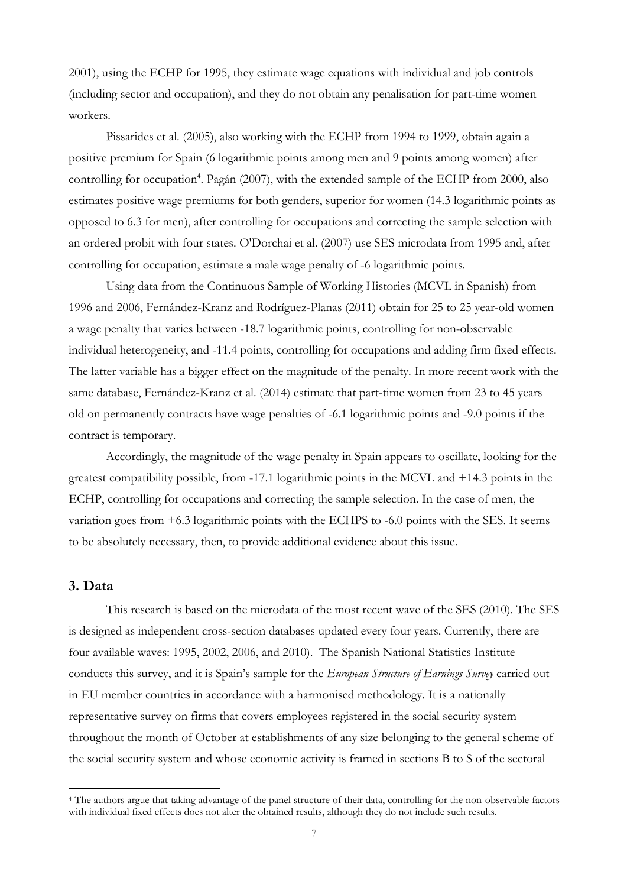2001), using the ECHP for 1995, they estimate wage equations with individual and job controls (including sector and occupation), and they do not obtain any penalisation for part-time women workers.

Pissarides et al. (2005), also working with the ECHP from 1994 to 1999, obtain again a positive premium for Spain (6 logarithmic points among men and 9 points among women) after controlling for occupation[4]. Pagán (2007), with the extended sample of the ECHP from 2000, also estimates positive wage premiums for both genders, superior for women (14.3 logarithmic points as opposed to 6.3 for men), after controlling for occupations and correcting the sample selection with an ordered probit with four states. O'Dorchai et al. (2007) use SES microdata from 1995 and, after controlling for occupation, estimate a male wage penalty of -6 logarithmic points.

Using data from the Continuous Sample of Working Histories (MCVL in Spanish) from 1996 and 2006, Fernández-Kranz and Rodríguez-Planas (2011) obtain for 25 to 25 year-old women a wage penalty that varies between -18.7 logarithmic points, controlling for non-observable individual heterogeneity, and -11.4 points, controlling for occupations and adding firm fixed effects. The latter variable has a bigger effect on the magnitude of the penalty. In more recent work with the same database, Fernández-Kranz et al. (2014) estimate that part-time women from 23 to 45 years old on permanently contracts have wage penalties of -6.1 logarithmic points and -9.0 points if the contract is temporary.

Accordingly, the magnitude of the wage penalty in Spain appears to oscillate, looking for the greatest compatibility possible, from -17.1 logarithmic points in the MCVL and +14.3 points in the ECHP, controlling for occupations and correcting the sample selection. In the case of men, the variation goes from +6.3 logarithmic points with the ECHPS to -6.0 points with the SES. It seems to be absolutely necessary, then, to provide additional evidence about this issue.

## 3. Data

This research is based on the microdata of the most recent wave of the SES (2010). The SES is designed as independent cross-section databases updated every four years. Currently, there are four available waves: 1995, 2002, 2006, and 2010). The Spanish National Statistics Institute conducts this survey, and it is Spain's sample for the *European Structure of Earnings Survey* carried out in EU member countries in accordance with a harmonised methodology. It is a nationally representative survey on firms that covers employees registered in the social security system throughout the month of October at establishments of any size belonging to the general scheme of the social security system and whose economic activity is framed in sections B to S of the sectoral

[4] The authors argue that taking advantage of the panel structure of their data, controlling for the non-observable factors with individual fixed effects does not alter the obtained results, although they do not include such results.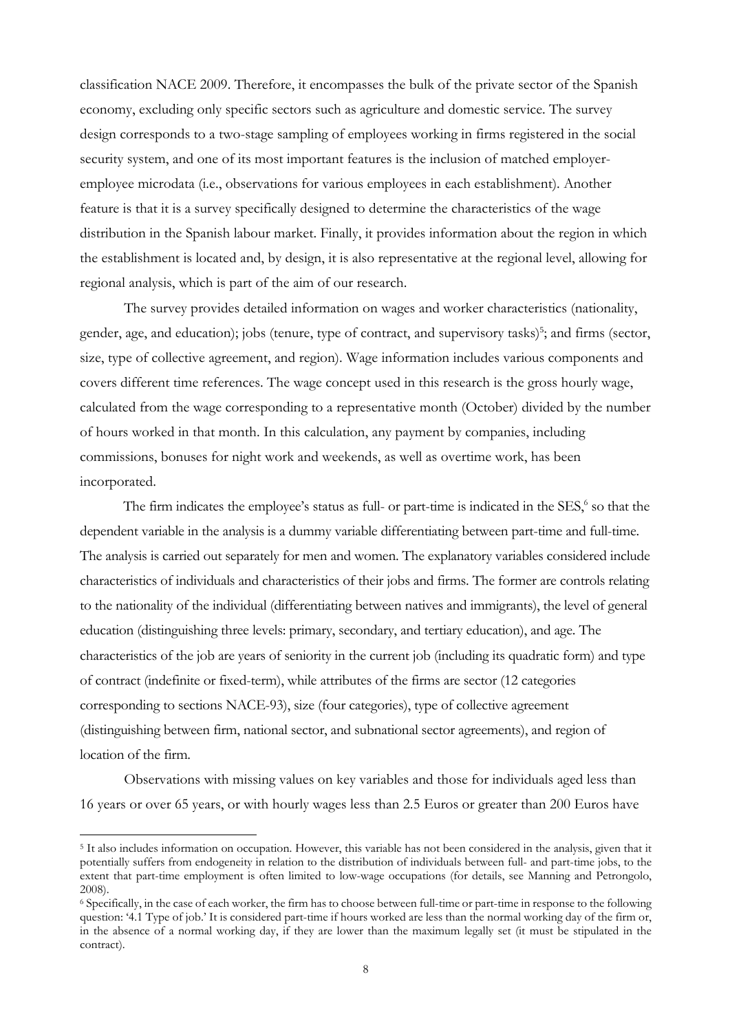classification NACE 2009. Therefore, it encompasses the bulk of the private sector of the Spanish economy, excluding only specific sectors such as agriculture and domestic service. The survey design corresponds to a two-stage sampling of employees working in firms registered in the social security system, and one of its most important features is the inclusion of matched employer-employee microdata (i.e., observations for various employees in each establishment). Another feature is that it is a survey specifically designed to determine the characteristics of the wage distribution in the Spanish labour market. Finally, it provides information about the region in which the establishment is located and, by design, it is also representative at the regional level, allowing for regional analysis, which is part of the aim of our research.

The survey provides detailed information on wages and worker characteristics (nationality, gender, age, and education); jobs (tenure, type of contract, and supervisory tasks)[5]; and firms (sector, size, type of collective agreement, and region). Wage information includes various components and covers different time references. The wage concept used in this research is the gross hourly wage, calculated from the wage corresponding to a representative month (October) divided by the number of hours worked in that month. In this calculation, any payment by companies, including commissions, bonuses for night work and weekends, as well as overtime work, has been incorporated.

The firm indicates the employee's status as full- or part-time is indicated in the SES,[6] so that the dependent variable in the analysis is a dummy variable differentiating between part-time and full-time. The analysis is carried out separately for men and women. The explanatory variables considered include characteristics of individuals and characteristics of their jobs and firms. The former are controls relating to the nationality of the individual (differentiating between natives and immigrants), the level of general education (distinguishing three levels: primary, secondary, and tertiary education), and age. The characteristics of the job are years of seniority in the current job (including its quadratic form) and type of contract (indefinite or fixed-term), while attributes of the firms are sector (12 categories corresponding to sections NACE-93), size (four categories), type of collective agreement (distinguishing between firm, national sector, and subnational sector agreements), and region of location of the firm.

Observations with missing values on key variables and those for individuals aged less than 16 years or over 65 years, or with hourly wages less than 2.5 Euros or greater than 200 Euros have

[5] It also includes information on occupation. However, this variable has not been considered in the analysis, given that it potentially suffers from endogeneity in relation to the distribution of individuals between full- and part-time jobs, to the extent that part-time employment is often limited to low-wage occupations (for details, see Manning and Petrongolo, 2008).

[6] Specifically, in the case of each worker, the firm has to choose between full-time or part-time in response to the following question: '4.1 Type of job.' It is considered part-time if hours worked are less than the normal working day of the firm or, in the absence of a normal working day, if they are lower than the maximum legally set (it must be stipulated in the contract).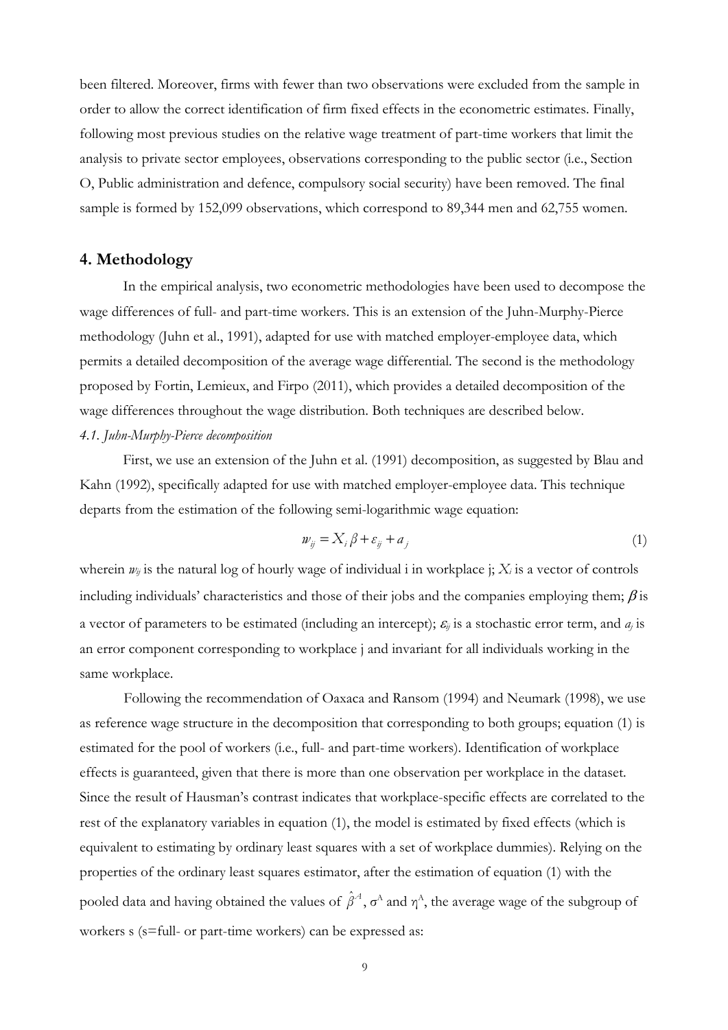been filtered. Moreover, firms with fewer than two observations were excluded from the sample in order to allow the correct identification of firm fixed effects in the econometric estimates. Finally, following most previous studies on the relative wage treatment of part-time workers that limit the analysis to private sector employees, observations corresponding to the public sector (i.e., Section O, Public administration and defence, compulsory social security) have been removed. The final sample is formed by 152,099 observations, which correspond to 89,344 men and 62,755 women.

## 4. Methodology

In the empirical analysis, two econometric methodologies have been used to decompose the wage differences of full- and part-time workers. This is an extension of the Juhn-Murphy-Pierce methodology (Juhn et al., 1991), adapted for use with matched employer-employee data, which permits a detailed decomposition of the average wage differential. The second is the methodology proposed by Fortin, Lemieux, and Firpo (2011), which provides a detailed decomposition of the wage differences throughout the wage distribution. Both techniques are described below.

*4.1. Juhn-Murphy-Pierce decomposition*

First, we use an extension of the Juhn et al. (1991) decomposition, as suggested by Blau and Kahn (1992), specifically adapted for use with matched employer-employee data. This technique departs from the estimation of the following semi-logarithmic wage equation:

$$w_{ij} = X_i \beta + \varepsilon_{ij} + a_j \tag{1}$$

wherein $w_{ij}$ is the natural log of hourly wage of individual i in workplace j; $X_i$ is a vector of controls including individuals' characteristics and those of their jobs and the companies employing them; $\beta$ is a vector of parameters to be estimated (including an intercept); $\varepsilon_{ij}$ is a stochastic error term, and $a_j$ is an error component corresponding to workplace j and invariant for all individuals working in the same workplace.

Following the recommendation of Oaxaca and Ransom (1994) and Neumark (1998), we use as reference wage structure in the decomposition that corresponding to both groups; equation (1) is estimated for the pool of workers (i.e., full- and part-time workers). Identification of workplace effects is guaranteed, given that there is more than one observation per workplace in the dataset. Since the result of Hausman's contrast indicates that workplace-specific effects are correlated to the rest of the explanatory variables in equation (1), the model is estimated by fixed effects (which is equivalent to estimating by ordinary least squares with a set of workplace dummies). Relying on the properties of the ordinary least squares estimator, after the estimation of equation (1) with the pooled data and having obtained the values of $\hat{\beta}^A$, $\sigma^A$ and $\eta^A$, the average wage of the subgroup of workers s (s=full- or part-time workers) can be expressed as: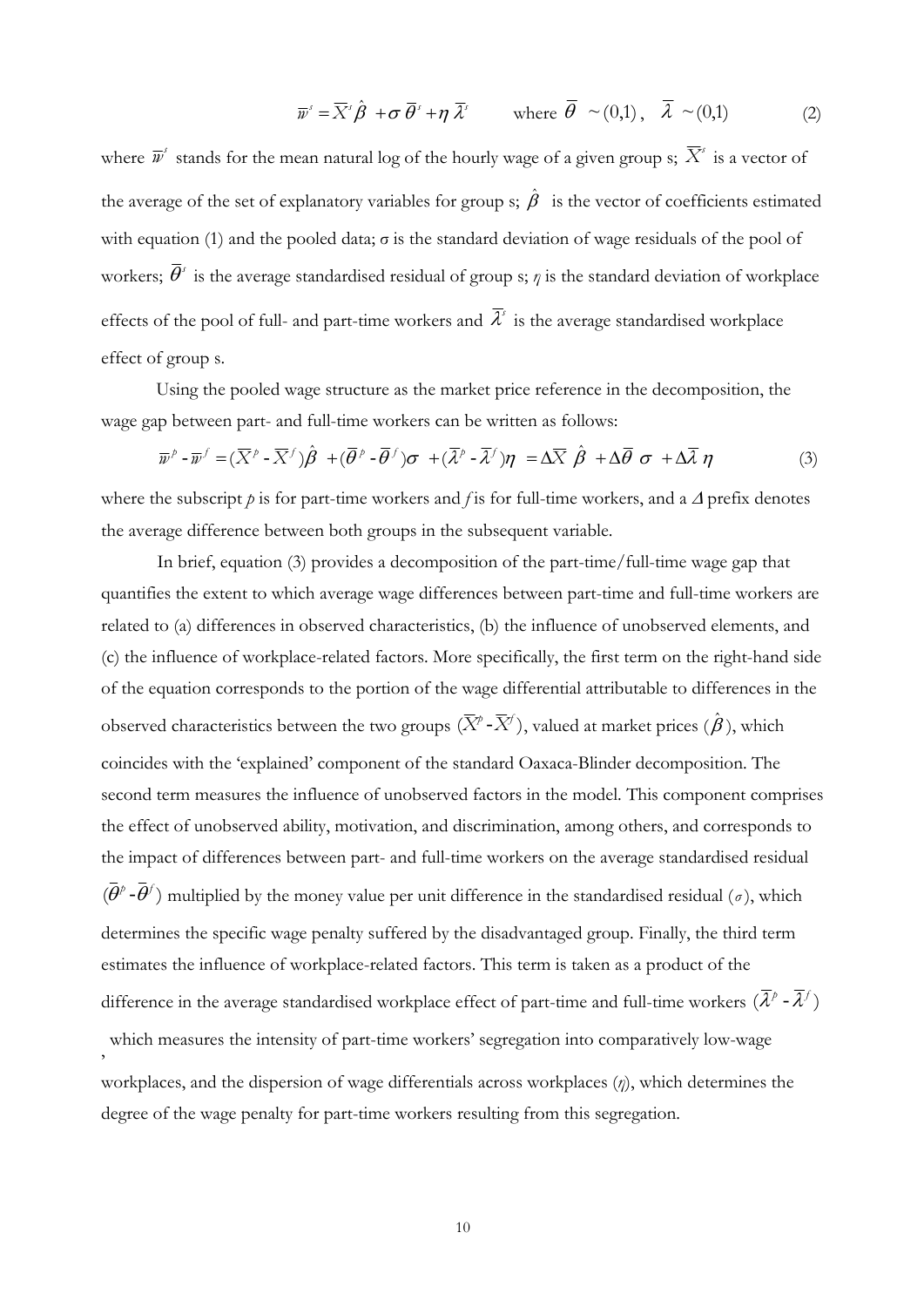$$\overline{w}^s = \overline{X}^s \hat{\beta} + \sigma \, \overline{\theta}^s + \eta \, \overline{\lambda}^s \qquad \text{where } \overline{\theta} \sim (0,1), \quad \overline{\lambda} \sim (0,1) \tag{2}$$

where $\overline{w}^s$ stands for the mean natural log of the hourly wage of a given group s; $\overline{X}^s$ is a vector of the average of the set of explanatory variables for group s; $\hat{\beta}$ is the vector of coefficients estimated with equation (1) and the pooled data; σ is the standard deviation of wage residuals of the pool of workers; $\overline{\theta}^s$ is the average standardised residual of group s; *η* is the standard deviation of workplace effects of the pool of full- and part-time workers and $\overline{\lambda}^s$ is the average standardised workplace effect of group s.

Using the pooled wage structure as the market price reference in the decomposition, the wage gap between part- and full-time workers can be written as follows:

$$\overline{w}^p - \overline{w}^f = (\overline{X}^p - \overline{X}^f)\hat{\beta} + (\overline{\theta}^p - \overline{\theta}^f)\sigma + (\overline{\lambda}^p - \overline{\lambda}^f)\eta = \Delta\overline{X} \, \hat{\beta} + \Delta\overline{\theta} \, \sigma + \Delta\overline{\lambda} \, \eta \tag{3}$$

where the subscript *p* is for part-time workers and *f* is for full-time workers, and a *Δ* prefix denotes the average difference between both groups in the subsequent variable.

In brief, equation (3) provides a decomposition of the part-time/full-time wage gap that quantifies the extent to which average wage differences between part-time and full-time workers are related to (a) differences in observed characteristics, (b) the influence of unobserved elements, and (c) the influence of workplace-related factors. More specifically, the first term on the right-hand side of the equation corresponds to the portion of the wage differential attributable to differences in the observed characteristics between the two groups $(\overline{X}^p - \overline{X}^f)$, valued at market prices $(\hat{\beta})$, which coincides with the 'explained' component of the standard Oaxaca-Blinder decomposition. The second term measures the influence of unobserved factors in the model. This component comprises the effect of unobserved ability, motivation, and discrimination, among others, and corresponds to the impact of differences between part- and full-time workers on the average standardised residual $(\overline{\theta}^p - \overline{\theta}^f)$ multiplied by the money value per unit difference in the standardised residual ($\sigma$), which determines the specific wage penalty suffered by the disadvantaged group. Finally, the third term estimates the influence of workplace-related factors. This term is taken as a product of the difference in the average standardised workplace effect of part-time and full-time workers $(\overline{\lambda}^p - \overline{\lambda}^f)$, which measures the intensity of part-time workers' segregation into comparatively low-wage workplaces, and the dispersion of wage differentials across workplaces ($\eta$), which determines the degree of the wage penalty for part-time workers resulting from this segregation.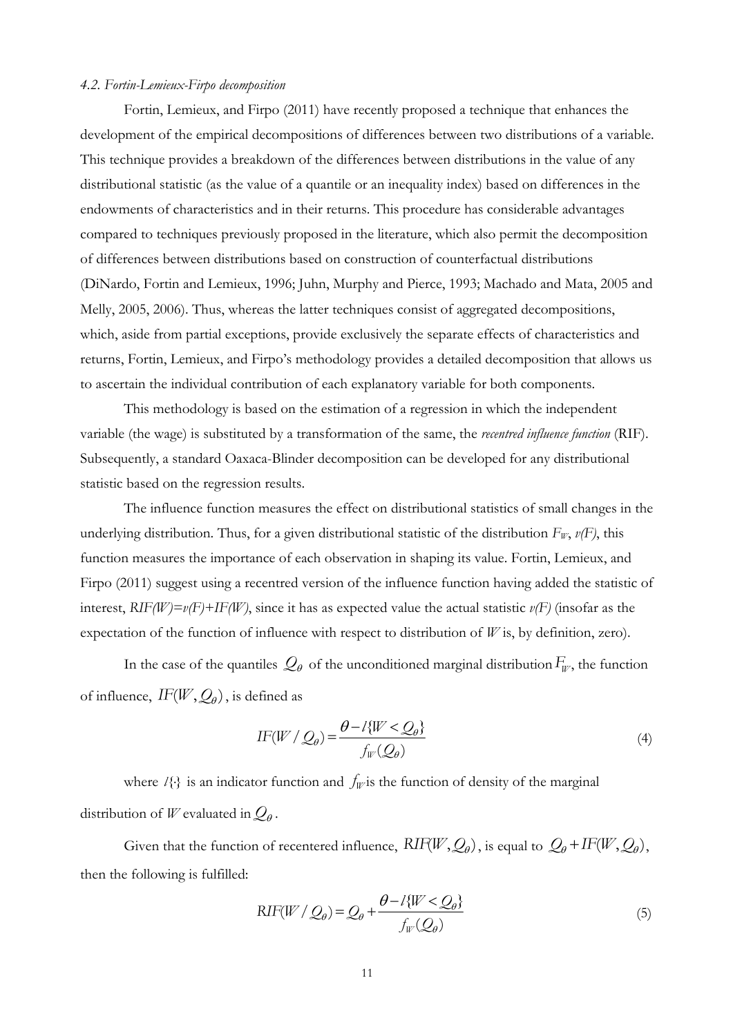*4.2. Fortin-Lemieux-Firpo decomposition*

Fortin, Lemieux, and Firpo (2011) have recently proposed a technique that enhances the development of the empirical decompositions of differences between two distributions of a variable. This technique provides a breakdown of the differences between distributions in the value of any distributional statistic (as the value of a quantile or an inequality index) based on differences in the endowments of characteristics and in their returns. This procedure has considerable advantages compared to techniques previously proposed in the literature, which also permit the decomposition of differences between distributions based on construction of counterfactual distributions (DiNardo, Fortin and Lemieux, 1996; Juhn, Murphy and Pierce, 1993; Machado and Mata, 2005 and Melly, 2005, 2006). Thus, whereas the latter techniques consist of aggregated decompositions, which, aside from partial exceptions, provide exclusively the separate effects of characteristics and returns, Fortin, Lemieux, and Firpo's methodology provides a detailed decomposition that allows us to ascertain the individual contribution of each explanatory variable for both components.

This methodology is based on the estimation of a regression in which the independent variable (the wage) is substituted by a transformation of the same, the *recentred influence function* (RIF). Subsequently, a standard Oaxaca-Blinder decomposition can be developed for any distributional statistic based on the regression results.

The influence function measures the effect on distributional statistics of small changes in the underlying distribution. Thus, for a given distributional statistic of the distribution $F_W$, $v(F)$, this function measures the importance of each observation in shaping its value. Fortin, Lemieux, and Firpo (2011) suggest using a recentred version of the influence function having added the statistic of interest, $RIF(W)=v(F)+IF(W)$, since it has as expected value the actual statistic $v(F)$ (insofar as the expectation of the function of influence with respect to distribution of $W$ is, by definition, zero).

In the case of the quantiles $Q_\theta$ of the unconditioned marginal distribution $F_W$, the function of influence, $IF(W, Q_\theta)$, is defined as

$$IF(W / Q_\theta) = \frac{\theta - l\{W < Q_\theta\}}{f_W(Q_\theta)} \tag{4}$$

where $l\{\}$ is an indicator function and $f_W$ is the function of density of the marginal distribution of $W$ evaluated in $Q_\theta$.

Given that the function of recentered influence, $RIF(W, Q_\theta)$, is equal to $Q_\theta + IF(W, Q_\theta)$, then the following is fulfilled:

$$RIF(W / Q_\theta) = Q_\theta + \frac{\theta - l\{W < Q_\theta\}}{f_W(Q_\theta)} \tag{5}$$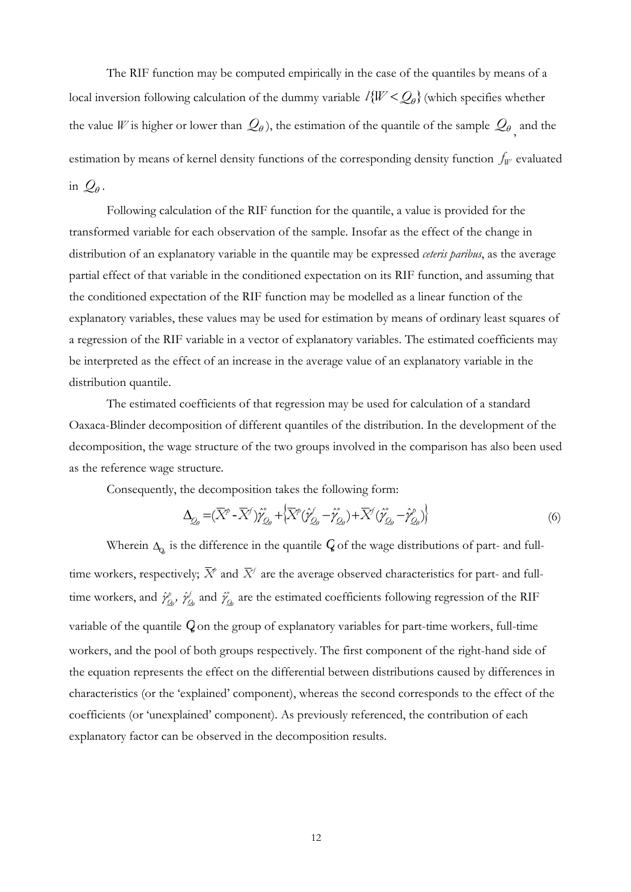The RIF function may be computed empirically in the case of the quantiles by means of a local inversion following calculation of the dummy variable $l\{W < Q_\theta\}$ (which specifies whether the value $W$ is higher or lower than $Q_\theta$), the estimation of the quantile of the sample $Q_\theta$, and the estimation by means of kernel density functions of the corresponding density function $f_W$ evaluated in $Q_\theta$.

Following calculation of the RIF function for the quantile, a value is provided for the transformed variable for each observation of the sample. Insofar as the effect of the change in distribution of an explanatory variable in the quantile may be expressed *ceteris paribus*, as the average partial effect of that variable in the conditioned expectation on its RIF function, and assuming that the conditioned expectation of the RIF function may be modelled as a linear function of the explanatory variables, these values may be used for estimation by means of ordinary least squares of a regression of the RIF variable in a vector of explanatory variables. The estimated coefficients may be interpreted as the effect of an increase in the average value of an explanatory variable in the distribution quantile.

The estimated coefficients of that regression may be used for calculation of a standard Oaxaca-Blinder decomposition of different quantiles of the distribution. In the development of the decomposition, the wage structure of the two groups involved in the comparison has also been used as the reference wage structure.

Consequently, the decomposition takes the following form:

$$\Delta_{Q_\theta} = (\overline{X}^p - \overline{X}^f)\hat{\gamma}^*_{Q_\theta} + \left\{\overline{X}^p(\hat{\gamma}^f_{Q_\theta} - \hat{\gamma}^*_{Q_\theta}) + \overline{X}^f(\hat{\gamma}^*_{Q_\theta} - \hat{\gamma}^p_{Q_\theta})\right\} \tag{6}$$

Wherein $\Delta_{Q_\theta}$ is the difference in the quantile $Q_\theta$ of the wage distributions of part- and full-time workers, respectively; $\overline{X}^p$ and $\overline{X}^f$ are the average observed characteristics for part- and full-time workers, and $\hat{\gamma}^p_{Q_\theta}$, $\hat{\gamma}^f_{Q_\theta}$ and $\hat{\gamma}^*_{Q_\theta}$ are the estimated coefficients following regression of the RIF variable of the quantile $Q_\theta$ on the group of explanatory variables for part-time workers, full-time workers, and the pool of both groups respectively. The first component of the right-hand side of the equation represents the effect on the differential between distributions caused by differences in characteristics (or the 'explained' component), whereas the second corresponds to the effect of the coefficients (or 'unexplained' component). As previously referenced, the contribution of each explanatory factor can be observed in the decomposition results.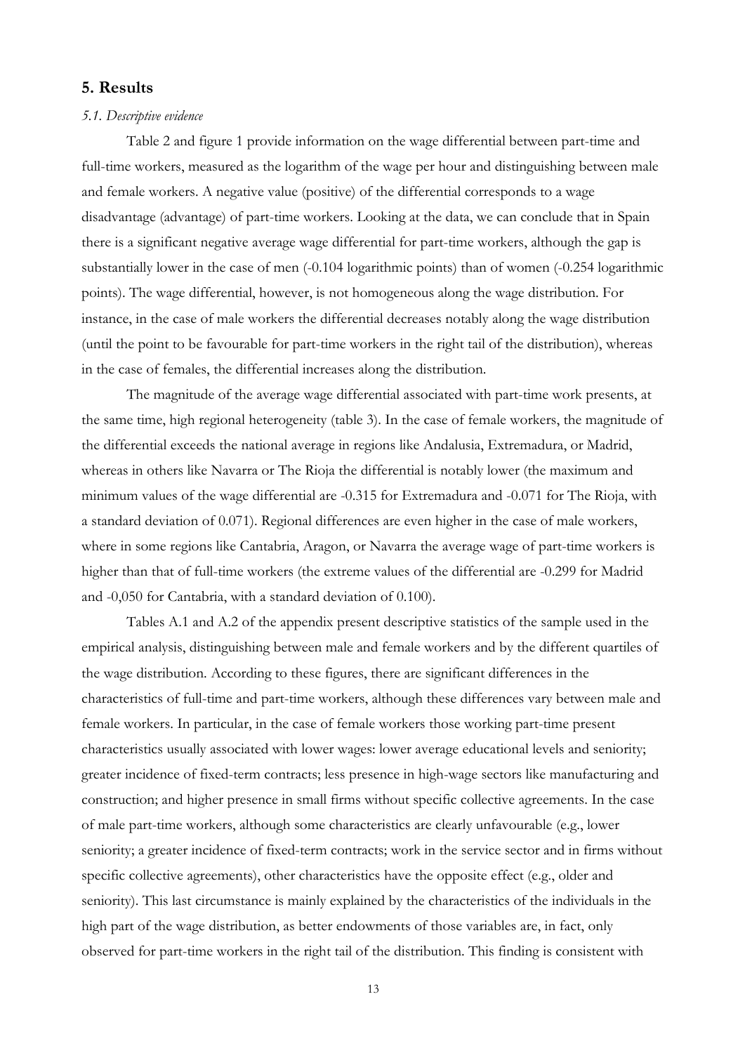## 5. Results

### *5.1. Descriptive evidence*

Table 2 and figure 1 provide information on the wage differential between part-time and full-time workers, measured as the logarithm of the wage per hour and distinguishing between male and female workers. A negative value (positive) of the differential corresponds to a wage disadvantage (advantage) of part-time workers. Looking at the data, we can conclude that in Spain there is a significant negative average wage differential for part-time workers, although the gap is substantially lower in the case of men (-0.104 logarithmic points) than of women (-0.254 logarithmic points). The wage differential, however, is not homogeneous along the wage distribution. For instance, in the case of male workers the differential decreases notably along the wage distribution (until the point to be favourable for part-time workers in the right tail of the distribution), whereas in the case of females, the differential increases along the distribution.

The magnitude of the average wage differential associated with part-time work presents, at the same time, high regional heterogeneity (table 3). In the case of female workers, the magnitude of the differential exceeds the national average in regions like Andalusia, Extremadura, or Madrid, whereas in others like Navarra or The Rioja the differential is notably lower (the maximum and minimum values of the wage differential are -0.315 for Extremadura and -0.071 for The Rioja, with a standard deviation of 0.071). Regional differences are even higher in the case of male workers, where in some regions like Cantabria, Aragon, or Navarra the average wage of part-time workers is higher than that of full-time workers (the extreme values of the differential are -0.299 for Madrid and -0,050 for Cantabria, with a standard deviation of 0.100).

Tables A.1 and A.2 of the appendix present descriptive statistics of the sample used in the empirical analysis, distinguishing between male and female workers and by the different quartiles of the wage distribution. According to these figures, there are significant differences in the characteristics of full-time and part-time workers, although these differences vary between male and female workers. In particular, in the case of female workers those working part-time present characteristics usually associated with lower wages: lower average educational levels and seniority; greater incidence of fixed-term contracts; less presence in high-wage sectors like manufacturing and construction; and higher presence in small firms without specific collective agreements. In the case of male part-time workers, although some characteristics are clearly unfavourable (e.g., lower seniority; a greater incidence of fixed-term contracts; work in the service sector and in firms without specific collective agreements), other characteristics have the opposite effect (e.g., older and seniority). This last circumstance is mainly explained by the characteristics of the individuals in the high part of the wage distribution, as better endowments of those variables are, in fact, only observed for part-time workers in the right tail of the distribution. This finding is consistent with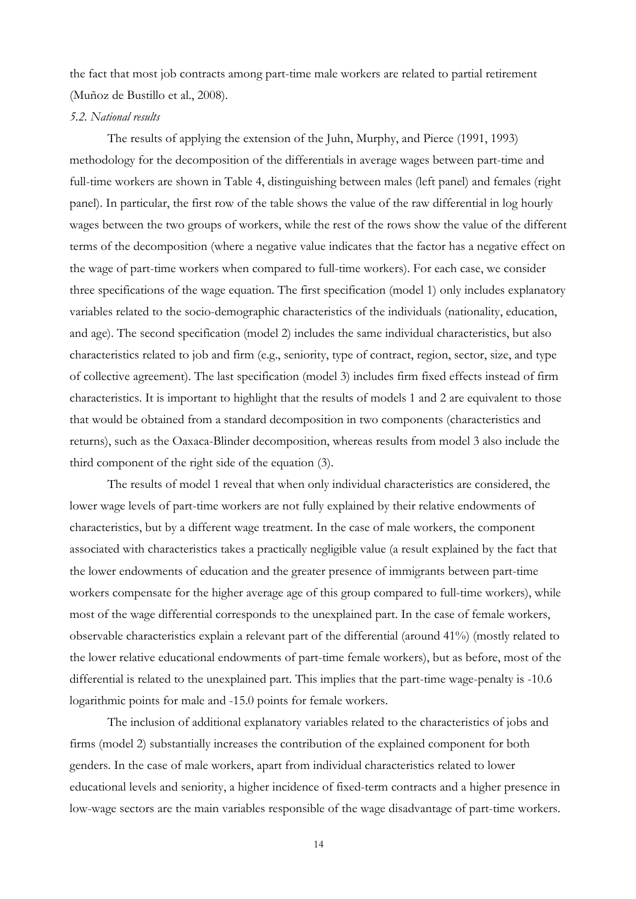the fact that most job contracts among part-time male workers are related to partial retirement (Muñoz de Bustillo et al., 2008).

### *5.2. National results*

The results of applying the extension of the Juhn, Murphy, and Pierce (1991, 1993) methodology for the decomposition of the differentials in average wages between part-time and full-time workers are shown in Table 4, distinguishing between males (left panel) and females (right panel). In particular, the first row of the table shows the value of the raw differential in log hourly wages between the two groups of workers, while the rest of the rows show the value of the different terms of the decomposition (where a negative value indicates that the factor has a negative effect on the wage of part-time workers when compared to full-time workers). For each case, we consider three specifications of the wage equation. The first specification (model 1) only includes explanatory variables related to the socio-demographic characteristics of the individuals (nationality, education, and age). The second specification (model 2) includes the same individual characteristics, but also characteristics related to job and firm (e.g., seniority, type of contract, region, sector, size, and type of collective agreement). The last specification (model 3) includes firm fixed effects instead of firm characteristics. It is important to highlight that the results of models 1 and 2 are equivalent to those that would be obtained from a standard decomposition in two components (characteristics and returns), such as the Oaxaca-Blinder decomposition, whereas results from model 3 also include the third component of the right side of the equation (3).

The results of model 1 reveal that when only individual characteristics are considered, the lower wage levels of part-time workers are not fully explained by their relative endowments of characteristics, but by a different wage treatment. In the case of male workers, the component associated with characteristics takes a practically negligible value (a result explained by the fact that the lower endowments of education and the greater presence of immigrants between part-time workers compensate for the higher average age of this group compared to full-time workers), while most of the wage differential corresponds to the unexplained part. In the case of female workers, observable characteristics explain a relevant part of the differential (around 41%) (mostly related to the lower relative educational endowments of part-time female workers), but as before, most of the differential is related to the unexplained part. This implies that the part-time wage-penalty is -10.6 logarithmic points for male and -15.0 points for female workers.

The inclusion of additional explanatory variables related to the characteristics of jobs and firms (model 2) substantially increases the contribution of the explained component for both genders. In the case of male workers, apart from individual characteristics related to lower educational levels and seniority, a higher incidence of fixed-term contracts and a higher presence in low-wage sectors are the main variables responsible of the wage disadvantage of part-time workers.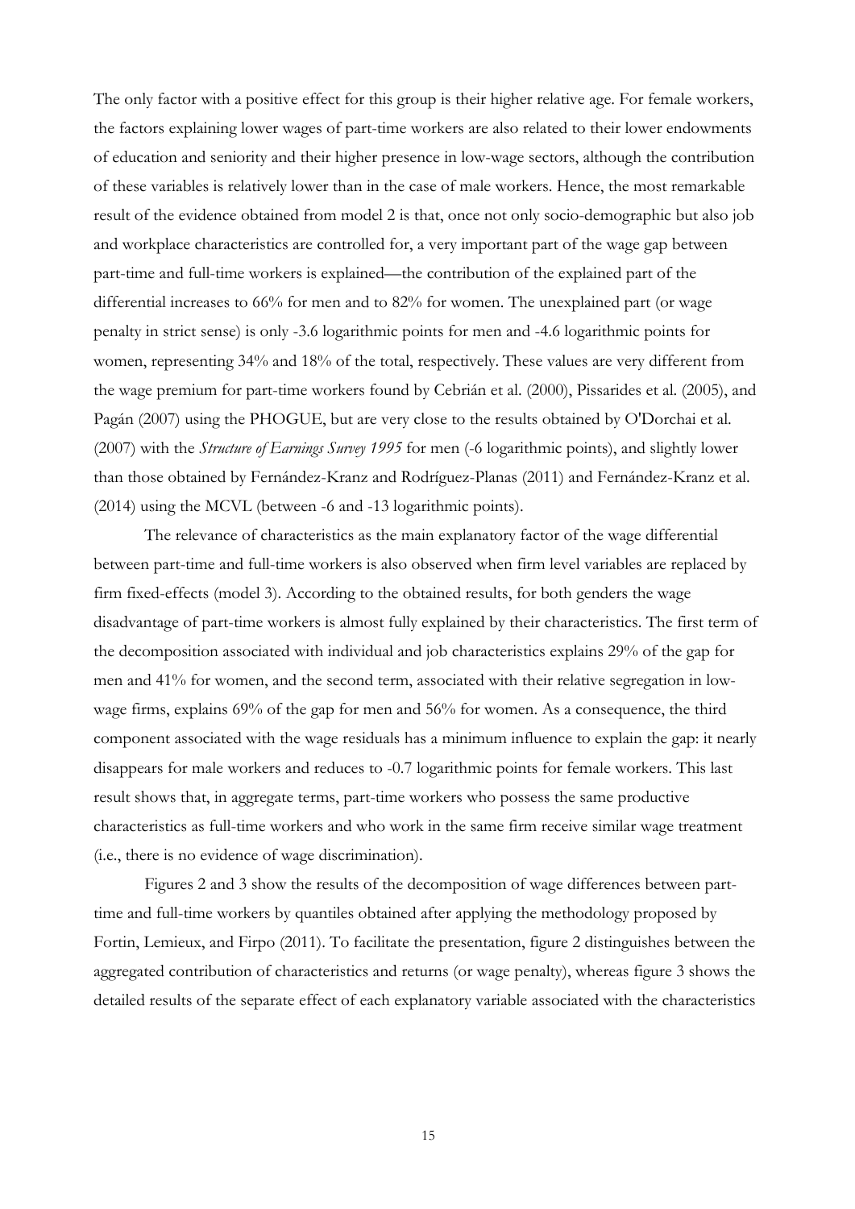The only factor with a positive effect for this group is their higher relative age. For female workers, the factors explaining lower wages of part-time workers are also related to their lower endowments of education and seniority and their higher presence in low-wage sectors, although the contribution of these variables is relatively lower than in the case of male workers. Hence, the most remarkable result of the evidence obtained from model 2 is that, once not only socio-demographic but also job and workplace characteristics are controlled for, a very important part of the wage gap between part-time and full-time workers is explained—the contribution of the explained part of the differential increases to 66% for men and to 82% for women. The unexplained part (or wage penalty in strict sense) is only -3.6 logarithmic points for men and -4.6 logarithmic points for women, representing 34% and 18% of the total, respectively. These values are very different from the wage premium for part-time workers found by Cebrián et al. (2000), Pissarides et al. (2005), and Pagán (2007) using the PHOGUE, but are very close to the results obtained by O'Dorchai et al. (2007) with the *Structure of Earnings Survey 1995* for men (-6 logarithmic points), and slightly lower than those obtained by Fernández-Kranz and Rodríguez-Planas (2011) and Fernández-Kranz et al. (2014) using the MCVL (between -6 and -13 logarithmic points).

The relevance of characteristics as the main explanatory factor of the wage differential between part-time and full-time workers is also observed when firm level variables are replaced by firm fixed-effects (model 3). According to the obtained results, for both genders the wage disadvantage of part-time workers is almost fully explained by their characteristics. The first term of the decomposition associated with individual and job characteristics explains 29% of the gap for men and 41% for women, and the second term, associated with their relative segregation in low-wage firms, explains 69% of the gap for men and 56% for women. As a consequence, the third component associated with the wage residuals has a minimum influence to explain the gap: it nearly disappears for male workers and reduces to -0.7 logarithmic points for female workers. This last result shows that, in aggregate terms, part-time workers who possess the same productive characteristics as full-time workers and who work in the same firm receive similar wage treatment (i.e., there is no evidence of wage discrimination).

Figures 2 and 3 show the results of the decomposition of wage differences between part-time and full-time workers by quantiles obtained after applying the methodology proposed by Fortin, Lemieux, and Firpo (2011). To facilitate the presentation, figure 2 distinguishes between the aggregated contribution of characteristics and returns (or wage penalty), whereas figure 3 shows the detailed results of the separate effect of each explanatory variable associated with the characteristics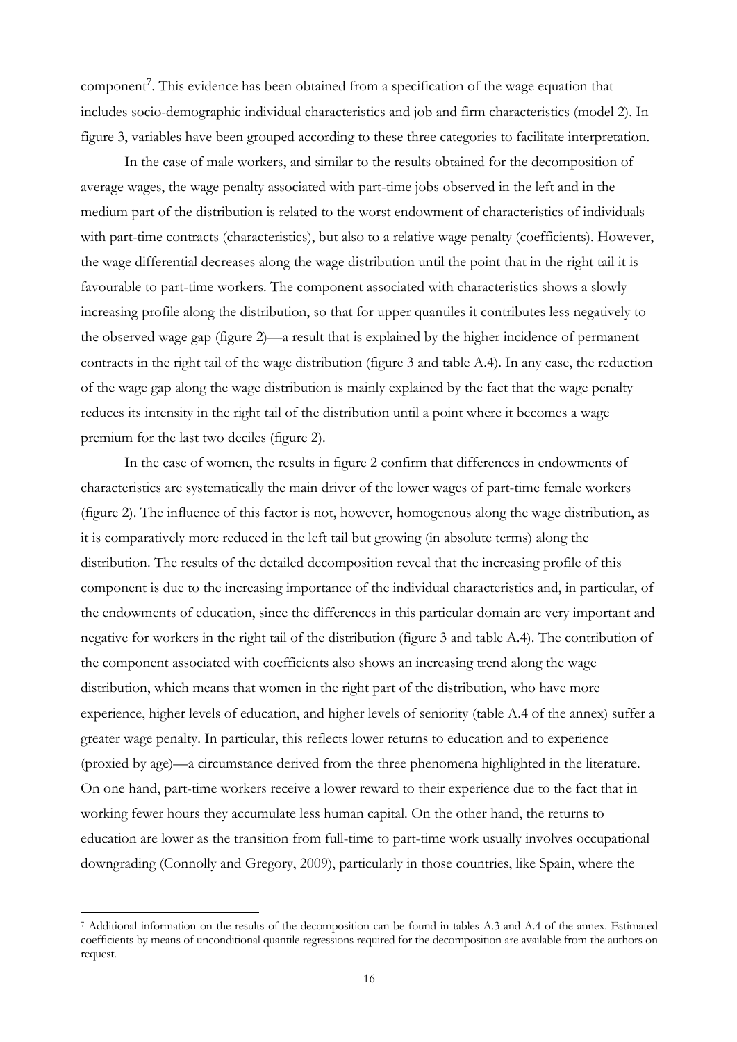component[7]. This evidence has been obtained from a specification of the wage equation that includes socio-demographic individual characteristics and job and firm characteristics (model 2). In figure 3, variables have been grouped according to these three categories to facilitate interpretation.

In the case of male workers, and similar to the results obtained for the decomposition of average wages, the wage penalty associated with part-time jobs observed in the left and in the medium part of the distribution is related to the worst endowment of characteristics of individuals with part-time contracts (characteristics), but also to a relative wage penalty (coefficients). However, the wage differential decreases along the wage distribution until the point that in the right tail it is favourable to part-time workers. The component associated with characteristics shows a slowly increasing profile along the distribution, so that for upper quantiles it contributes less negatively to the observed wage gap (figure 2)—a result that is explained by the higher incidence of permanent contracts in the right tail of the wage distribution (figure 3 and table A.4). In any case, the reduction of the wage gap along the wage distribution is mainly explained by the fact that the wage penalty reduces its intensity in the right tail of the distribution until a point where it becomes a wage premium for the last two deciles (figure 2).

In the case of women, the results in figure 2 confirm that differences in endowments of characteristics are systematically the main driver of the lower wages of part-time female workers (figure 2). The influence of this factor is not, however, homogenous along the wage distribution, as it is comparatively more reduced in the left tail but growing (in absolute terms) along the distribution. The results of the detailed decomposition reveal that the increasing profile of this component is due to the increasing importance of the individual characteristics and, in particular, of the endowments of education, since the differences in this particular domain are very important and negative for workers in the right tail of the distribution (figure 3 and table A.4). The contribution of the component associated with coefficients also shows an increasing trend along the wage distribution, which means that women in the right part of the distribution, who have more experience, higher levels of education, and higher levels of seniority (table A.4 of the annex) suffer a greater wage penalty. In particular, this reflects lower returns to education and to experience (proxied by age)—a circumstance derived from the three phenomena highlighted in the literature. On one hand, part-time workers receive a lower reward to their experience due to the fact that in working fewer hours they accumulate less human capital. On the other hand, the returns to education are lower as the transition from full-time to part-time work usually involves occupational downgrading (Connolly and Gregory, 2009), particularly in those countries, like Spain, where the

[7] Additional information on the results of the decomposition can be found in tables A.3 and A.4 of the annex. Estimated coefficients by means of unconditional quantile regressions required for the decomposition are available from the authors on request.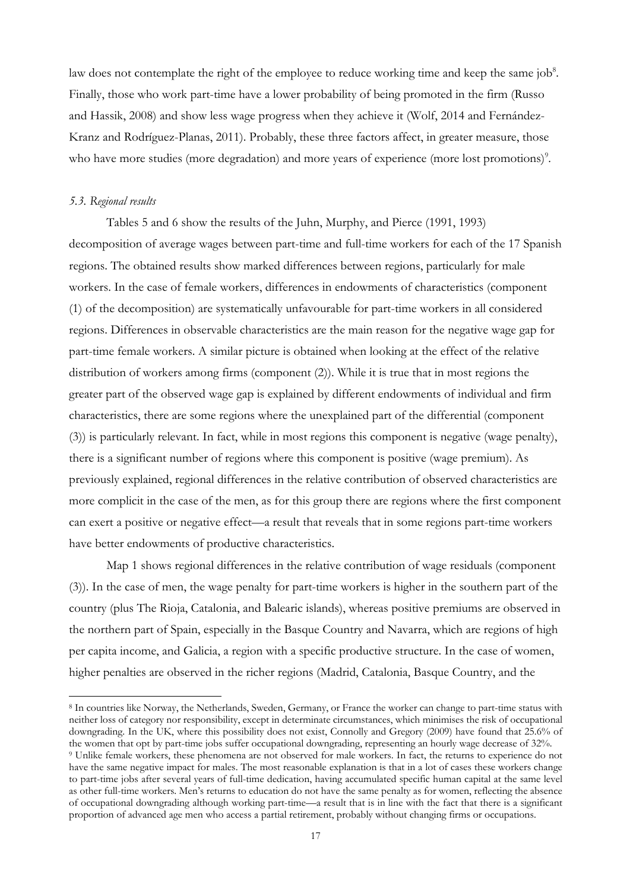law does not contemplate the right of the employee to reduce working time and keep the same job[8]. Finally, those who work part-time have a lower probability of being promoted in the firm (Russo and Hassik, 2008) and show less wage progress when they achieve it (Wolf, 2014 and Fernández-Kranz and Rodríguez-Planas, 2011). Probably, these three factors affect, in greater measure, those who have more studies (more degradation) and more years of experience (more lost promotions)[9].

### *5.3. Regional results*

Tables 5 and 6 show the results of the Juhn, Murphy, and Pierce (1991, 1993) decomposition of average wages between part-time and full-time workers for each of the 17 Spanish regions. The obtained results show marked differences between regions, particularly for male workers. In the case of female workers, differences in endowments of characteristics (component (1) of the decomposition) are systematically unfavourable for part-time workers in all considered regions. Differences in observable characteristics are the main reason for the negative wage gap for part-time female workers. A similar picture is obtained when looking at the effect of the relative distribution of workers among firms (component (2)). While it is true that in most regions the greater part of the observed wage gap is explained by different endowments of individual and firm characteristics, there are some regions where the unexplained part of the differential (component (3)) is particularly relevant. In fact, while in most regions this component is negative (wage penalty), there is a significant number of regions where this component is positive (wage premium). As previously explained, regional differences in the relative contribution of observed characteristics are more complicit in the case of the men, as for this group there are regions where the first component can exert a positive or negative effect—a result that reveals that in some regions part-time workers have better endowments of productive characteristics.

Map 1 shows regional differences in the relative contribution of wage residuals (component (3)). In the case of men, the wage penalty for part-time workers is higher in the southern part of the country (plus The Rioja, Catalonia, and Balearic islands), whereas positive premiums are observed in the northern part of Spain, especially in the Basque Country and Navarra, which are regions of high per capita income, and Galicia, a region with a specific productive structure. In the case of women, higher penalties are observed in the richer regions (Madrid, Catalonia, Basque Country, and the

---

[8] In countries like Norway, the Netherlands, Sweden, Germany, or France the worker can change to part-time status with neither loss of category nor responsibility, except in determinate circumstances, which minimises the risk of occupational downgrading. In the UK, where this possibility does not exist, Connolly and Gregory (2009) have found that 25.6% of the women that opt by part-time jobs suffer occupational downgrading, representing an hourly wage decrease of 32%.

[9] Unlike female workers, these phenomena are not observed for male workers. In fact, the returns to experience do not have the same negative impact for males. The most reasonable explanation is that in a lot of cases these workers change to part-time jobs after several years of full-time dedication, having accumulated specific human capital at the same level as other full-time workers. Men's returns to education do not have the same penalty as for women, reflecting the absence of occupational downgrading although working part-time—a result that is in line with the fact that there is a significant proportion of advanced age men who access a partial retirement, probably without changing firms or occupations.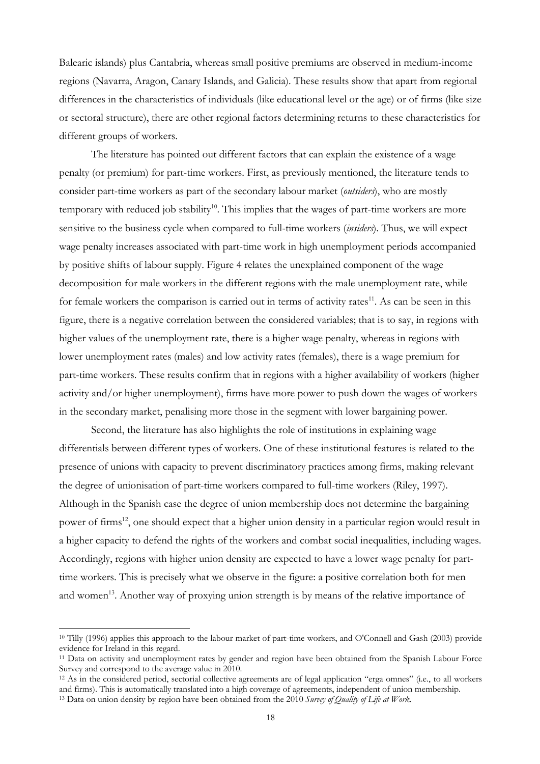Balearic islands) plus Cantabria, whereas small positive premiums are observed in medium-income regions (Navarra, Aragon, Canary Islands, and Galicia). These results show that apart from regional differences in the characteristics of individuals (like educational level or the age) or of firms (like size or sectoral structure), there are other regional factors determining returns to these characteristics for different groups of workers.

The literature has pointed out different factors that can explain the existence of a wage penalty (or premium) for part-time workers. First, as previously mentioned, the literature tends to consider part-time workers as part of the secondary labour market (*outsiders*), who are mostly temporary with reduced job stability[10]. This implies that the wages of part-time workers are more sensitive to the business cycle when compared to full-time workers (*insiders*). Thus, we will expect wage penalty increases associated with part-time work in high unemployment periods accompanied by positive shifts of labour supply. Figure 4 relates the unexplained component of the wage decomposition for male workers in the different regions with the male unemployment rate, while for female workers the comparison is carried out in terms of activity rates[11]. As can be seen in this figure, there is a negative correlation between the considered variables; that is to say, in regions with higher values of the unemployment rate, there is a higher wage penalty, whereas in regions with lower unemployment rates (males) and low activity rates (females), there is a wage premium for part-time workers. These results confirm that in regions with a higher availability of workers (higher activity and/or higher unemployment), firms have more power to push down the wages of workers in the secondary market, penalising more those in the segment with lower bargaining power.

Second, the literature has also highlights the role of institutions in explaining wage differentials between different types of workers. One of these institutional features is related to the presence of unions with capacity to prevent discriminatory practices among firms, making relevant the degree of unionisation of part-time workers compared to full-time workers (Riley, 1997). Although in the Spanish case the degree of union membership does not determine the bargaining power of firms[12], one should expect that a higher union density in a particular region would result in a higher capacity to defend the rights of the workers and combat social inequalities, including wages. Accordingly, regions with higher union density are expected to have a lower wage penalty for part-time workers. This is precisely what we observe in the figure: a positive correlation both for men and women[13]. Another way of proxying union strength is by means of the relative importance of

---

[10] Tilly (1996) applies this approach to the labour market of part-time workers, and O'Connell and Gash (2003) provide evidence for Ireland in this regard.

[11] Data on activity and unemployment rates by gender and region have been obtained from the Spanish Labour Force Survey and correspond to the average value in 2010.

[12] As in the considered period, sectorial collective agreements are of legal application "erga omnes" (i.e., to all workers and firms). This is automatically translated into a high coverage of agreements, independent of union membership.

[13] Data on union density by region have been obtained from the 2010 *Survey of Quality of Life at Work*.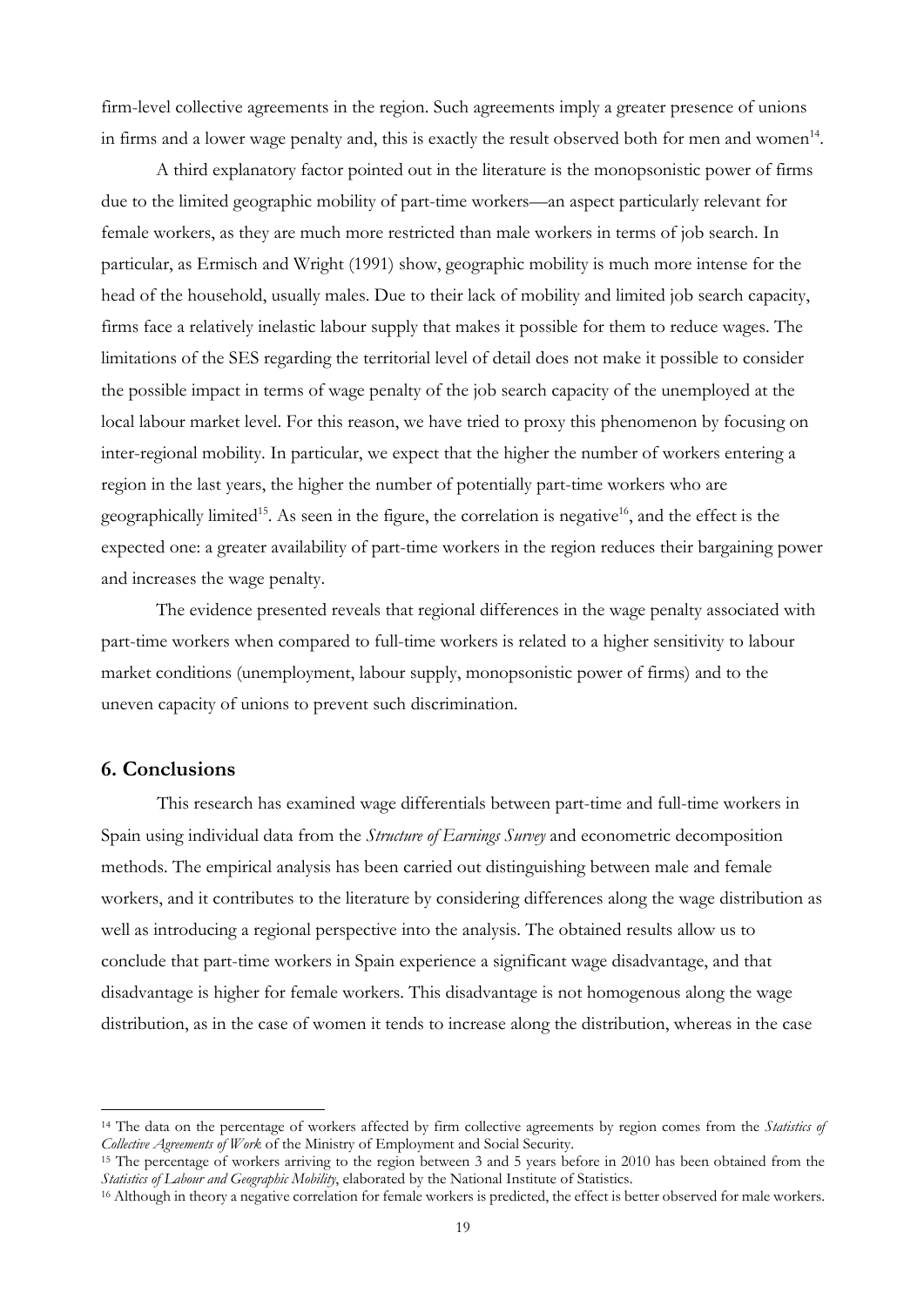firm-level collective agreements in the region. Such agreements imply a greater presence of unions in firms and a lower wage penalty and, this is exactly the result observed both for men and women[14].

A third explanatory factor pointed out in the literature is the monopsonistic power of firms due to the limited geographic mobility of part-time workers—an aspect particularly relevant for female workers, as they are much more restricted than male workers in terms of job search. In particular, as Ermisch and Wright (1991) show, geographic mobility is much more intense for the head of the household, usually males. Due to their lack of mobility and limited job search capacity, firms face a relatively inelastic labour supply that makes it possible for them to reduce wages. The limitations of the SES regarding the territorial level of detail does not make it possible to consider the possible impact in terms of wage penalty of the job search capacity of the unemployed at the local labour market level. For this reason, we have tried to proxy this phenomenon by focusing on inter-regional mobility. In particular, we expect that the higher the number of workers entering a region in the last years, the higher the number of potentially part-time workers who are geographically limited[15]. As seen in the figure, the correlation is negative[16], and the effect is the expected one: a greater availability of part-time workers in the region reduces their bargaining power and increases the wage penalty.

The evidence presented reveals that regional differences in the wage penalty associated with part-time workers when compared to full-time workers is related to a higher sensitivity to labour market conditions (unemployment, labour supply, monopsonistic power of firms) and to the uneven capacity of unions to prevent such discrimination.

## 6. Conclusions

This research has examined wage differentials between part-time and full-time workers in Spain using individual data from the *Structure of Earnings Survey* and econometric decomposition methods. The empirical analysis has been carried out distinguishing between male and female workers, and it contributes to the literature by considering differences along the wage distribution as well as introducing a regional perspective into the analysis. The obtained results allow us to conclude that part-time workers in Spain experience a significant wage disadvantage, and that disadvantage is higher for female workers. This disadvantage is not homogenous along the wage distribution, as in the case of women it tends to increase along the distribution, whereas in the case

---

[14] The data on the percentage of workers affected by firm collective agreements by region comes from the *Statistics of Collective Agreements of Work* of the Ministry of Employment and Social Security.

[15] The percentage of workers arriving to the region between 3 and 5 years before in 2010 has been obtained from the *Statistics of Labour and Geographic Mobility*, elaborated by the National Institute of Statistics.

[16] Although in theory a negative correlation for female workers is predicted, the effect is better observed for male workers.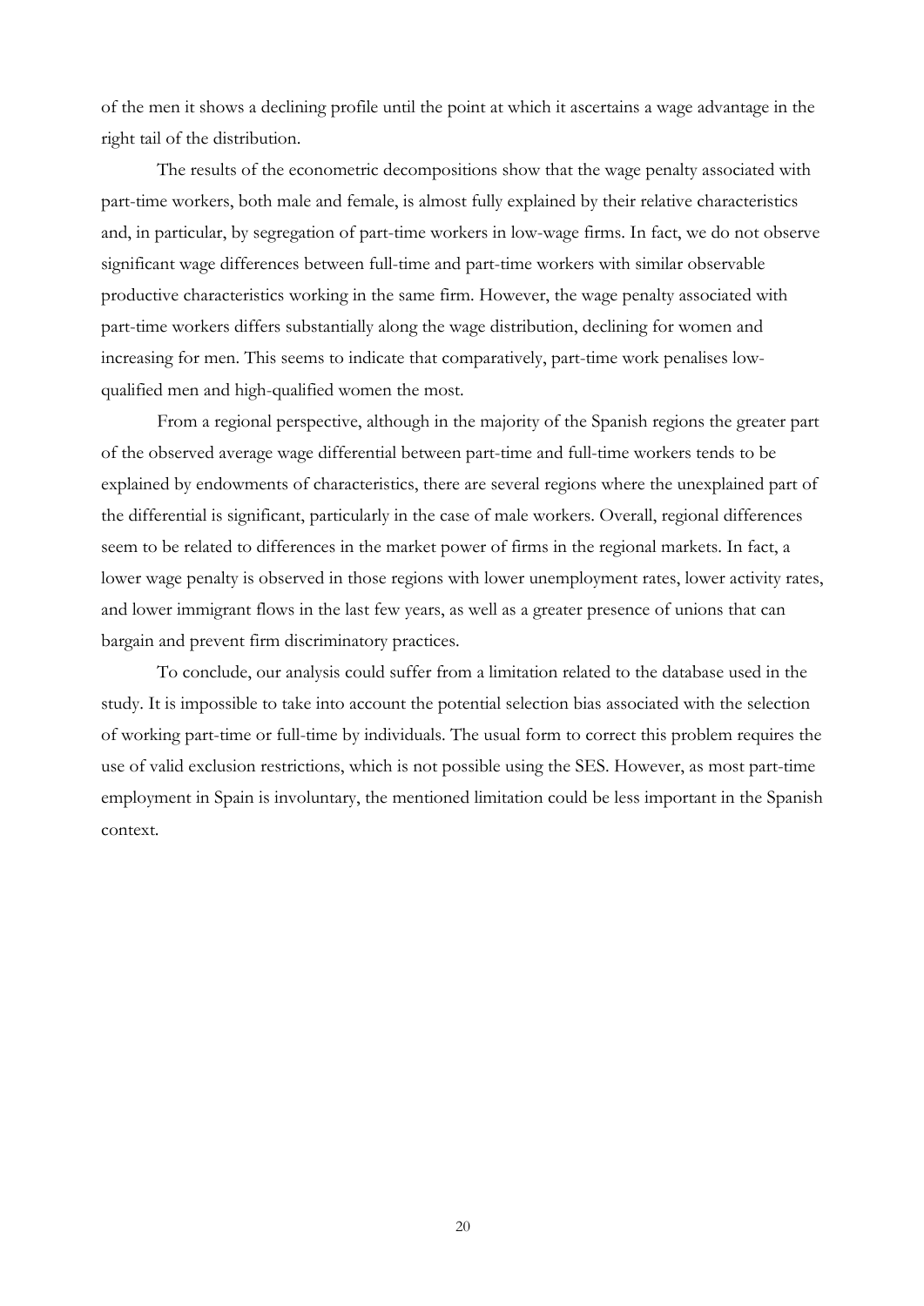of the men it shows a declining profile until the point at which it ascertains a wage advantage in the right tail of the distribution.

The results of the econometric decompositions show that the wage penalty associated with part-time workers, both male and female, is almost fully explained by their relative characteristics and, in particular, by segregation of part-time workers in low-wage firms. In fact, we do not observe significant wage differences between full-time and part-time workers with similar observable productive characteristics working in the same firm. However, the wage penalty associated with part-time workers differs substantially along the wage distribution, declining for women and increasing for men. This seems to indicate that comparatively, part-time work penalises low-qualified men and high-qualified women the most.

From a regional perspective, although in the majority of the Spanish regions the greater part of the observed average wage differential between part-time and full-time workers tends to be explained by endowments of characteristics, there are several regions where the unexplained part of the differential is significant, particularly in the case of male workers. Overall, regional differences seem to be related to differences in the market power of firms in the regional markets. In fact, a lower wage penalty is observed in those regions with lower unemployment rates, lower activity rates, and lower immigrant flows in the last few years, as well as a greater presence of unions that can bargain and prevent firm discriminatory practices.

To conclude, our analysis could suffer from a limitation related to the database used in the study. It is impossible to take into account the potential selection bias associated with the selection of working part-time or full-time by individuals. The usual form to correct this problem requires the use of valid exclusion restrictions, which is not possible using the SES. However, as most part-time employment in Spain is involuntary, the mentioned limitation could be less important in the Spanish context.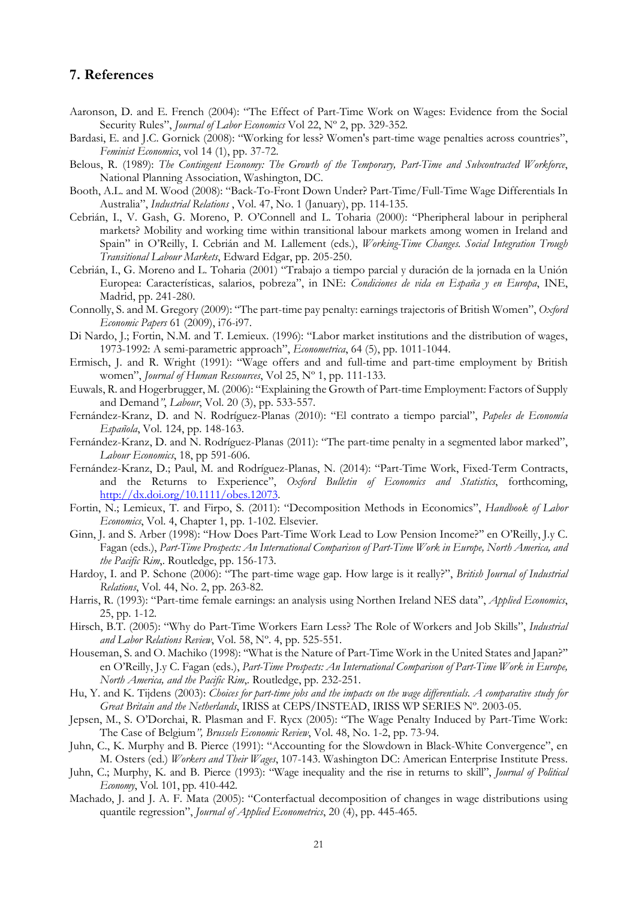## 7. References

Aaronson, D. and E. French (2004): "The Effect of Part-Time Work on Wages: Evidence from the Social Security Rules", *Journal of Labor Economics* Vol 22, Nº 2, pp. 329-352.

Bardasi, E. and J.C. Gornick (2008): "Working for less? Women's part-time wage penalties across countries", *Feminist Economics*, vol 14 (1), pp. 37-72.

Belous, R. (1989): *The Contingent Economy: The Growth of the Temporary, Part-Time and Subcontracted Workforce*, National Planning Association, Washington, DC.

Booth, A.L. and M. Wood (2008): "Back-To-Front Down Under? Part-Time/Full-Time Wage Differentials In Australia", *Industrial Relations* , Vol. 47, No. 1 (January), pp. 114-135.

Cebrián, I., V. Gash, G. Moreno, P. O'Connell and L. Toharia (2000): "Pheripheral labour in peripheral markets? Mobility and working time within transitional labour markets among women in Ireland and Spain" in O'Reilly, I. Cebrián and M. Lallement (eds.), *Working-Time Changes. Social Integration Trough Transitional Labour Markets*, Edward Edgar, pp. 205-250.

Cebrián, I., G. Moreno and L. Toharia (2001) "Trabajo a tiempo parcial y duración de la jornada en la Unión Europea: Características, salarios, pobreza", in INE: *Condiciones de vida en España y en Europa*, INE, Madrid, pp. 241-280.

Connolly, S. and M. Gregory (2009): "The part-time pay penalty: earnings trajectoris of British Women", *Oxford Economic Papers* 61 (2009), i76-i97.

Di Nardo, J.; Fortin, N.M. and T. Lemieux. (1996): "Labor market institutions and the distribution of wages, 1973-1992: A semi-parametric approach", *Econometrica*, 64 (5), pp. 1011-1044.

Ermisch, J. and R. Wright (1991): "Wage offers and and full-time and part-time employment by British women", *Journal of Human Ressources*, Vol 25, Nº 1, pp. 111-133.

Euwals, R. and Hogerbrugger, M. (2006): "Explaining the Growth of Part-time Employment: Factors of Supply and Demand", *Labour*, Vol. 20 (3), pp. 533-557.

Fernández-Kranz, D. and N. Rodríguez-Planas (2010): "El contrato a tiempo parcial", *Papeles de Economía Española*, Vol. 124, pp. 148-163.

Fernández-Kranz, D. and N. Rodríguez-Planas (2011): "The part-time penalty in a segmented labor marked", *Labour Economics*, 18, pp 591-606.

Fernández-Kranz, D.; Paul, M. and Rodríguez-Planas, N. (2014): "Part-Time Work, Fixed-Term Contracts, and the Returns to Experience", *Oxford Bulletin of Economics and Statistics*, forthcoming, http://dx.doi.org/10.1111/obes.12073.

Fortin, N.; Lemieux, T. and Firpo, S. (2011): "Decomposition Methods in Economics", *Handbook of Labor Economics*, Vol. 4, Chapter 1, pp. 1-102. Elsevier.

Ginn, J. and S. Arber (1998): "How Does Part-Time Work Lead to Low Pension Income?" en O'Reilly, J.y C. Fagan (eds.), *Part-Time Prospects: An International Comparison of Part-Time Work in Europe, North America, and the Pacific Rim*,. Routledge, pp. 156-173.

Hardoy, I. and P. Schone (2006): "The part-time wage gap. How large is it really?", *British Journal of Industrial Relations*, Vol. 44, No. 2, pp. 263-82.

Harris, R. (1993): "Part-time female earnings: an analysis using Northen Ireland NES data", *Applied Economics*, 25, pp. 1-12.

Hirsch, B.T. (2005): "Why do Part-Time Workers Earn Less? The Role of Workers and Job Skills", *Industrial and Labor Relations Review*, Vol. 58, Nº. 4, pp. 525-551.

Houseman, S. and O. Machiko (1998): "What is the Nature of Part-Time Work in the United States and Japan?" en O'Reilly, J.y C. Fagan (eds.), *Part-Time Prospects: An International Comparison of Part-Time Work in Europe, North America, and the Pacific Rim*,. Routledge, pp. 232-251.

Hu, Y. and K. Tijdens (2003): *Choices for part-time jobs and the impacts on the wage differentials. A comparative study for Great Britain and the Netherlands*, IRISS at CEPS/INSTEAD, IRISS WP SERIES Nº. 2003-05.

Jepsen, M., S. O'Dorchai, R. Plasman and F. Rycx (2005): "The Wage Penalty Induced by Part-Time Work: The Case of Belgium", *Brussels Economic Review*, Vol. 48, No. 1-2, pp. 73-94.

Juhn, C., K. Murphy and B. Pierce (1991): "Accounting for the Slowdown in Black-White Convergence", en M. Osters (ed.) *Workers and Their Wages*, 107-143. Washington DC: American Enterprise Institute Press.

Juhn, C.; Murphy, K. and B. Pierce (1993): "Wage inequality and the rise in returns to skill", *Journal of Political Economy*, Vol. 101, pp. 410-442.

Machado, J. and J. A. F. Mata (2005): "Conterfactual decomposition of changes in wage distributions using quantile regression", *Journal of Applied Econometrics*, 20 (4), pp. 445-465.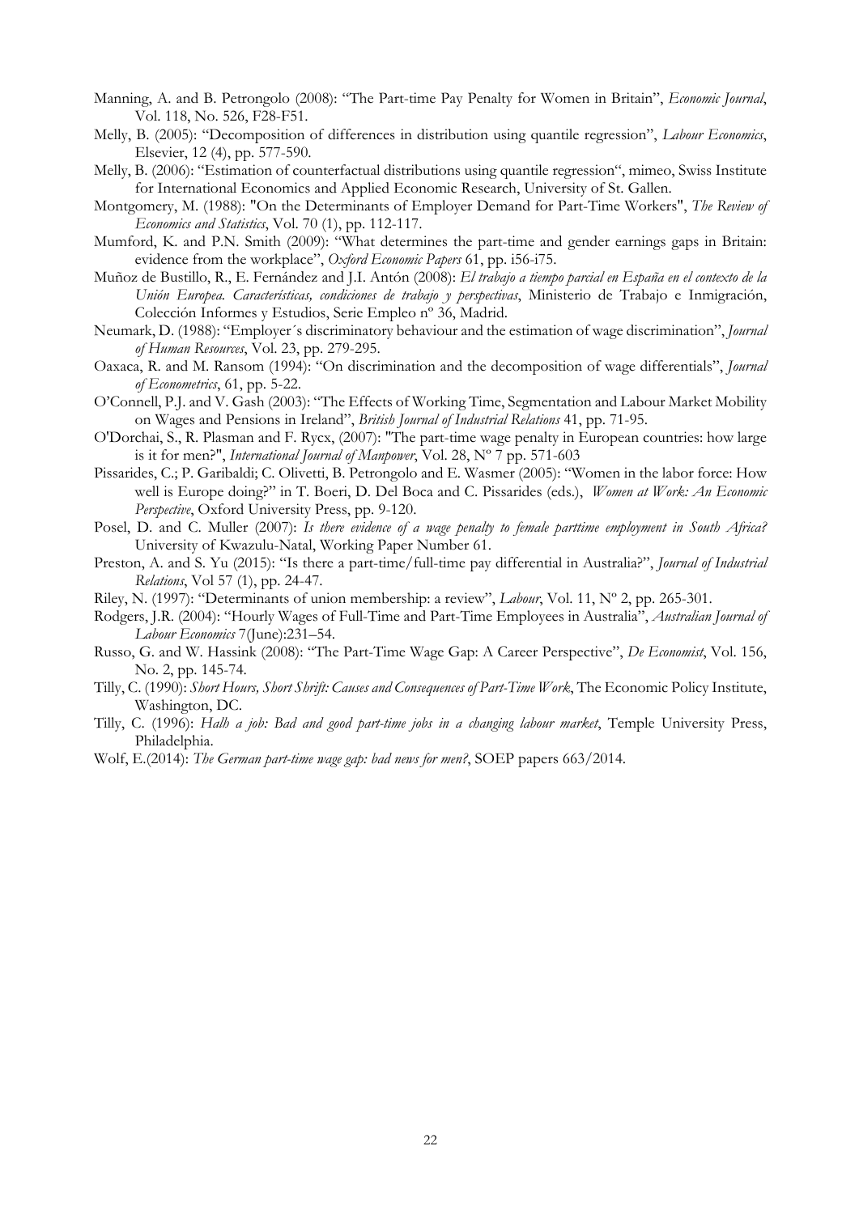Manning, A. and B. Petrongolo (2008): "The Part-time Pay Penalty for Women in Britain", *Economic Journal*, Vol. 118, No. 526, F28-F51.

Melly, B. (2005): "Decomposition of differences in distribution using quantile regression", *Labour Economics*, Elsevier, 12 (4), pp. 577-590.

Melly, B. (2006): "Estimation of counterfactual distributions using quantile regression", mimeo, Swiss Institute for International Economics and Applied Economic Research, University of St. Gallen.

Montgomery, M. (1988): "On the Determinants of Employer Demand for Part-Time Workers", *The Review of Economics and Statistics*, Vol. 70 (1), pp. 112-117.

Mumford, K. and P.N. Smith (2009): "What determines the part-time and gender earnings gaps in Britain: evidence from the workplace", *Oxford Economic Papers* 61, pp. i56-i75.

Muñoz de Bustillo, R., E. Fernández and J.I. Antón (2008): *El trabajo a tiempo parcial en España en el contexto de la Unión Europea. Características, condiciones de trabajo y perspectivas*, Ministerio de Trabajo e Inmigración, Colección Informes y Estudios, Serie Empleo nº 36, Madrid.

Neumark, D. (1988): "Employer´s discriminatory behaviour and the estimation of wage discrimination", *Journal of Human Resources*, Vol. 23, pp. 279-295.

Oaxaca, R. and M. Ransom (1994): "On discrimination and the decomposition of wage differentials", *Journal of Econometrics*, 61, pp. 5-22.

O'Connell, P.J. and V. Gash (2003): "The Effects of Working Time, Segmentation and Labour Market Mobility on Wages and Pensions in Ireland", *British Journal of Industrial Relations* 41, pp. 71-95.

O'Dorchai, S., R. Plasman and F. Rycx, (2007): "The part-time wage penalty in European countries: how large is it for men?", *International Journal of Manpower*, Vol. 28, Nº 7 pp. 571-603

Pissarides, C.; P. Garibaldi; C. Olivetti, B. Petrongolo and E. Wasmer (2005): "Women in the labor force: How well is Europe doing?" in T. Boeri, D. Del Boca and C. Pissarides (eds.), *Women at Work: An Economic Perspective*, Oxford University Press, pp. 9-120.

Posel, D. and C. Muller (2007): *Is there evidence of a wage penalty to female parttime employment in South Africa?* University of Kwazulu-Natal, Working Paper Number 61.

Preston, A. and S. Yu (2015): "Is there a part-time/full-time pay differential in Australia?", *Journal of Industrial Relations*, Vol 57 (1), pp. 24-47.

Riley, N. (1997): "Determinants of union membership: a review", *Labour*, Vol. 11, Nº 2, pp. 265-301.

Rodgers, J.R. (2004): "Hourly Wages of Full-Time and Part-Time Employees in Australia", *Australian Journal of Labour Economics* 7(June):231–54.

Russo, G. and W. Hassink (2008): "The Part-Time Wage Gap: A Career Perspective", *De Economist*, Vol. 156, No. 2, pp. 145-74.

Tilly, C. (1990): *Short Hours, Short Shrift: Causes and Consequences of Part-Time Work*, The Economic Policy Institute, Washington, DC.

Tilly, C. (1996): *Halh a job: Bad and good part-time jobs in a changing labour market*, Temple University Press, Philadelphia.

Wolf, E.(2014): *The German part-time wage gap: bad news for men?*, SOEP papers 663/2014.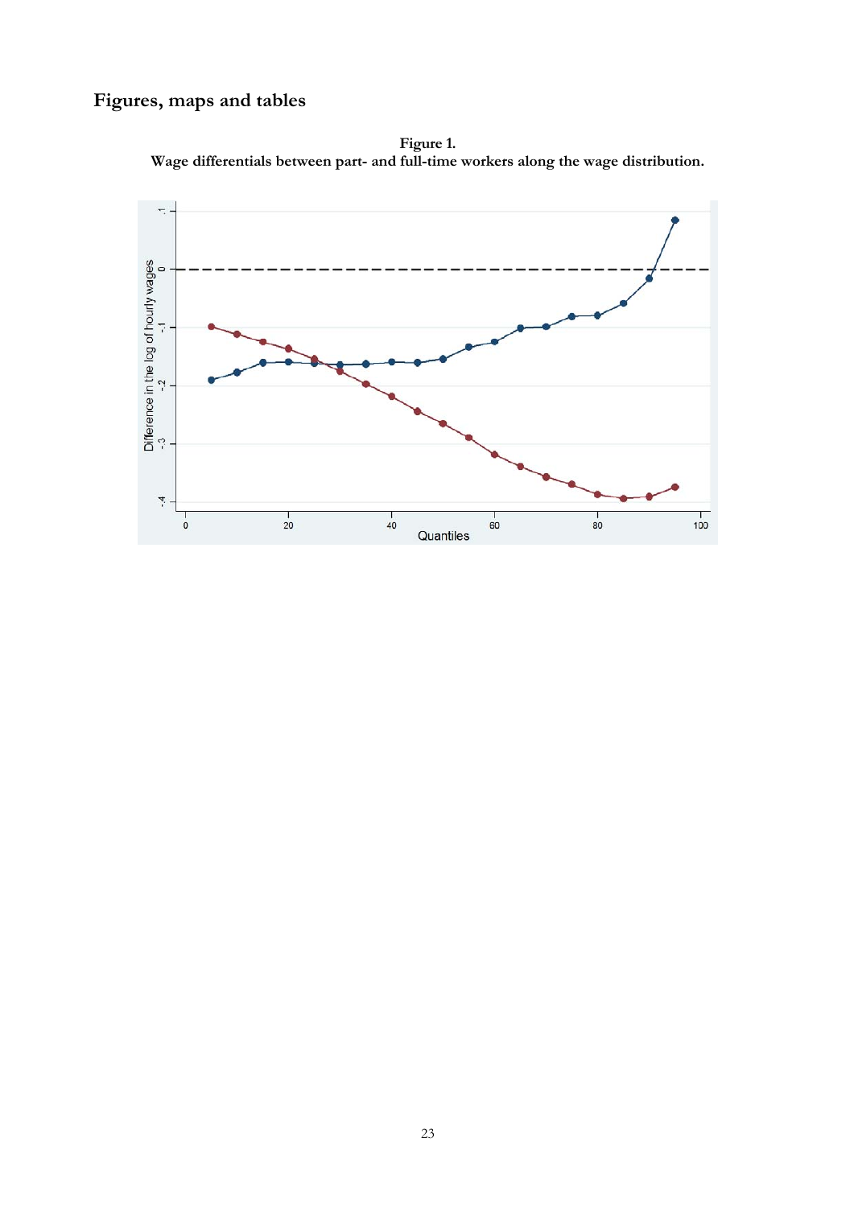# Figures, maps and tables

**Figure 1.**
**Wage differentials between part- and full-time workers along the wage distribution.**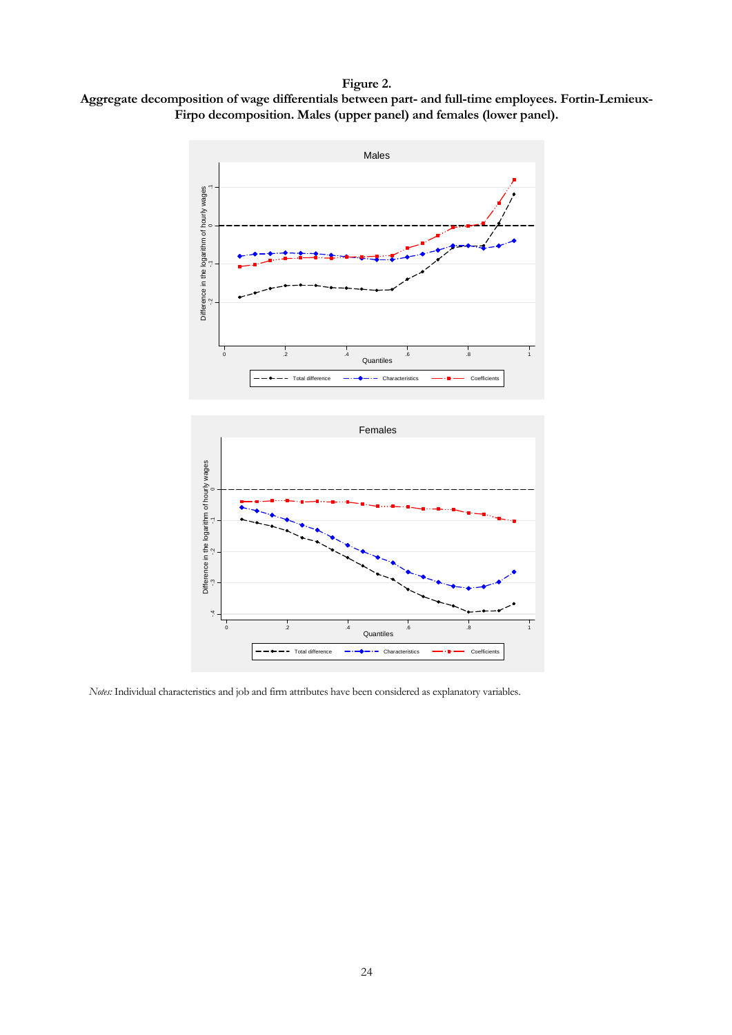**Figure 2.**
**Aggregate decomposition of wage differentials between part- and full-time employees. Fortin-Lemieux-Firpo decomposition. Males (upper panel) and females (lower panel).**

*Notes:* Individual characteristics and job and firm attributes have been considered as explanatory variables.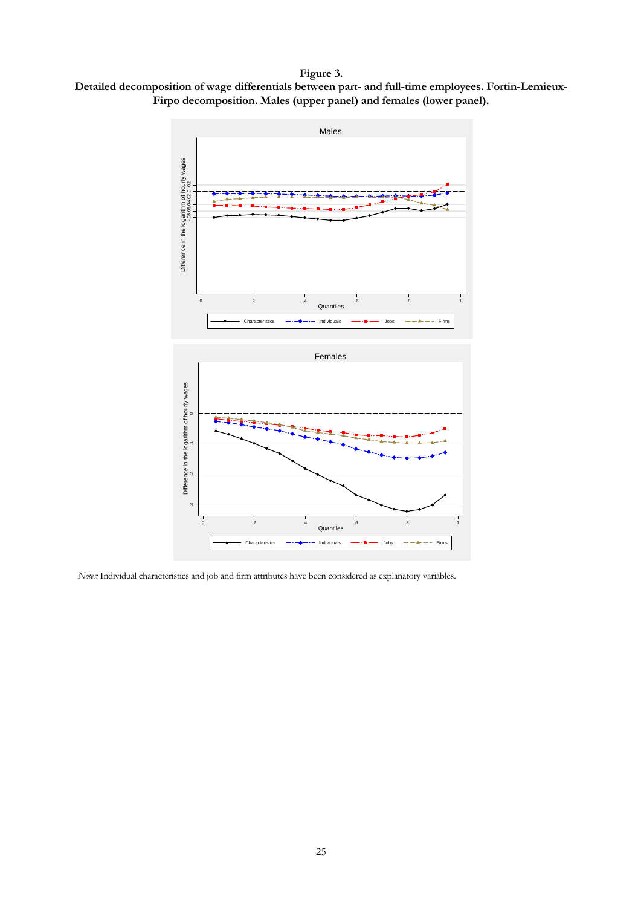**Figure 3.**
**Detailed decomposition of wage differentials between part- and full-time employees. Fortin-Lemieux-Firpo decomposition. Males (upper panel) and females (lower panel).**

*Notes:* Individual characteristics and job and firm attributes have been considered as explanatory variables.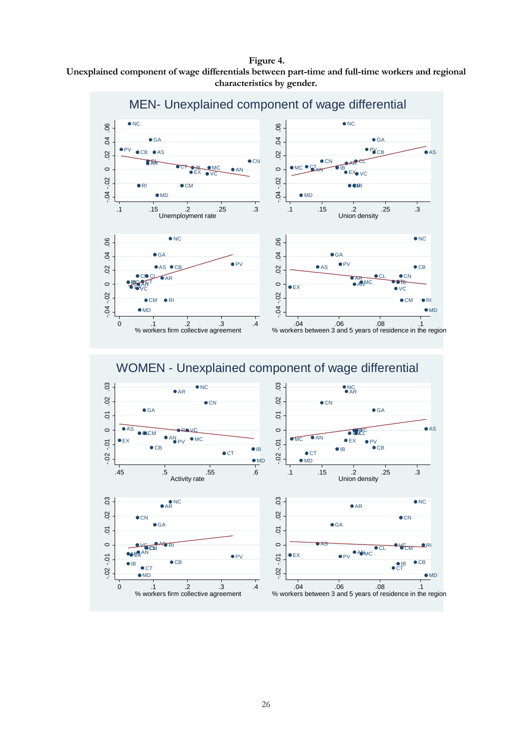**Figure 4.**
**Unexplained component of wage differentials between part-time and full-time workers and regional characteristics by gender.**

MEN- Unexplained component of wage differential

WOMEN - Unexplained component of wage differential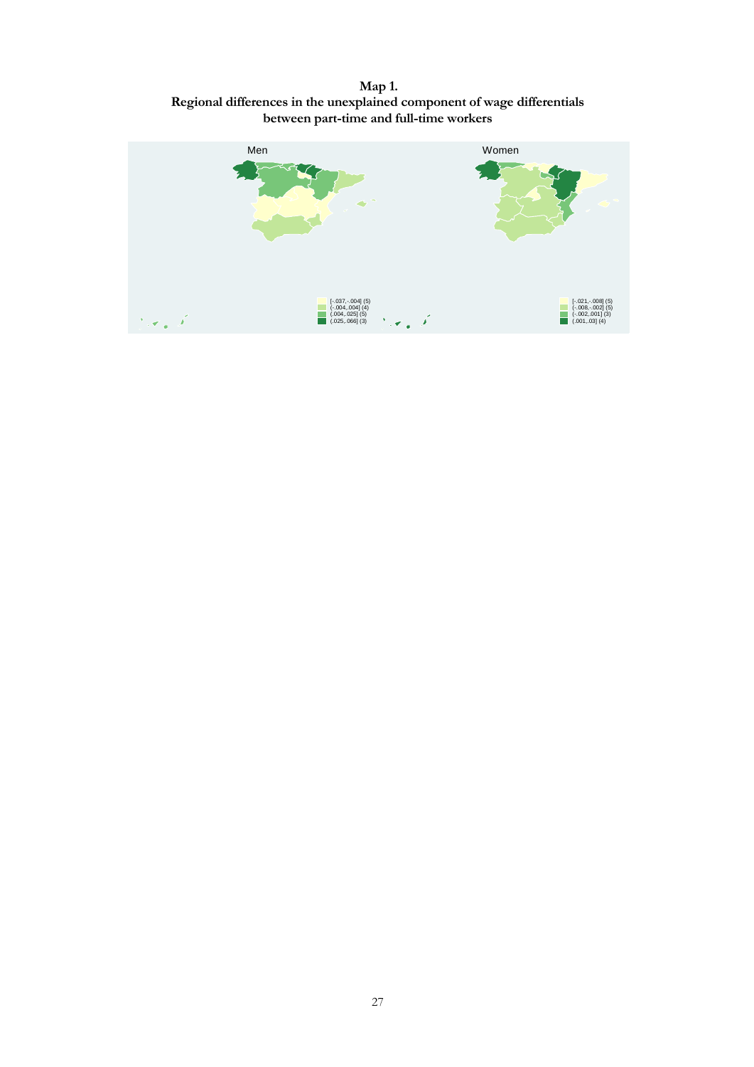**Map 1.**
**Regional differences in the unexplained component of wage differentials between part-time and full-time workers**

Men

[-.037,-.004] (5)
(-.004,.004] (4)
(.004,.025] (5)
(.025,.066] (3)

Women

[-.021,-.008] (5)
(-.008,-.002] (5)
(-.002,.001] (3)
(.001,.03] (4)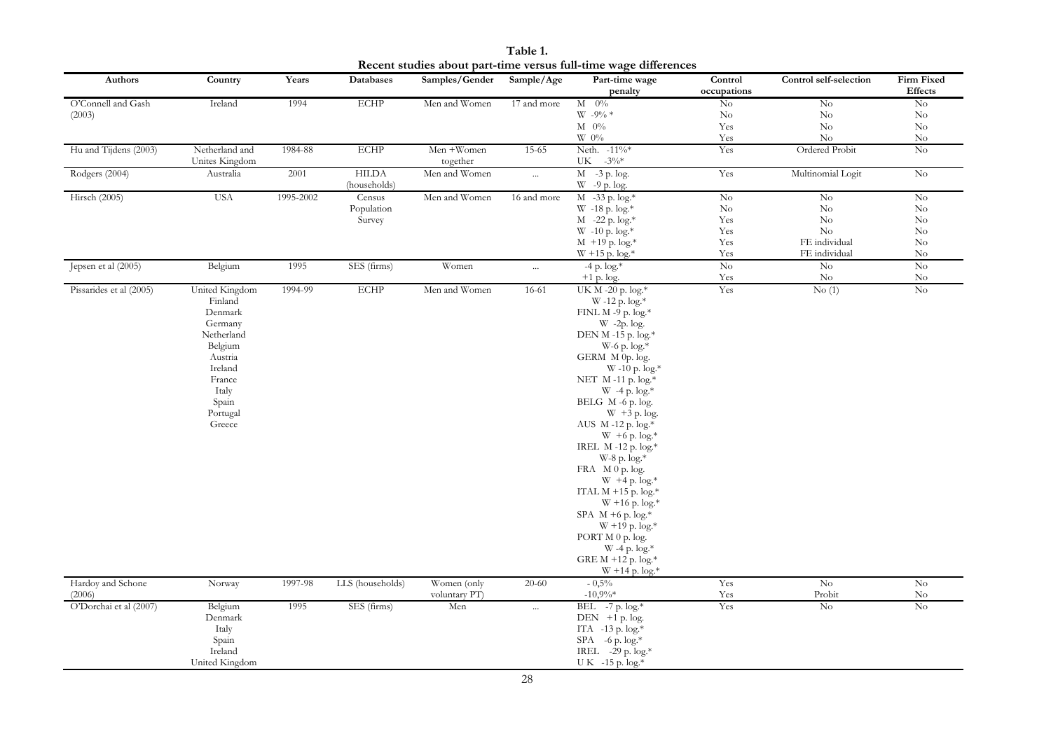**Table 1.**
**Recent studies about part-time versus full-time wage differences**

| Authors | Country | Years | Databases | Samples/Gender | Sample/Age | Part-time wage penalty | Control occupations | Control self-selection | Firm Fixed Effects |
|---|---|---|---|---|---|---|---|---|---|
| O'Connell and Gash (2003) | Ireland | 1994 | ECHP | Men and Women | 17 and more | M 0% | No | No | No |
| | | | | | | W -9% * | No | No | No |
| | | | | | | M 0% | Yes | No | No |
| | | | | | | W 0% | Yes | No | No |
| Hu and Tijdens (2003) | Netherland and Unites Kingdom | 1984-88 | ECHP | Men +Women together | 15-65 | Neth. -11%* UK -3%* | Yes | Ordered Probit | No |
| Rodgers (2004) | Australia | 2001 | HILDA (households) | Men and Women | ... | M -3 p. log. W -9 p. log. | Yes | Multinomial Logit | No |
| Hirsch (2005) | USA | 1995-2002 | Census Population Survey | Men and Women | 16 and more | M -33 p. log.* | No | No | No |
| | | | | | | W -18 p. log.* | No | No | No |
| | | | | | | M -22 p. log.* | Yes | No | No |
| | | | | | | W -10 p. log.* | Yes | No | No |
| | | | | | | M +19 p. log.* | Yes | FE individual | No |
| | | | | | | W +15 p. log.* | Yes | FE individual | No |
| Jepsen et al (2005) | Belgium | 1995 | SES (firms) | Women | ... | -4 p. log.* | No | No | No |
| | | | | | | +1 p. log. | Yes | No | No |
| Pissarides et al (2005) | United Kingdom, Finland, Denmark, Germany, Netherland, Belgium, Austria, Ireland, France, Italy, Spain, Portugal, Greece | 1994-99 | ECHP | Men and Women | 16-61 | UK M -20 p. log.* W -12 p. log.*; FINL M -9 p. log.* W -2p. log.; DEN M -15 p. log.* W-6 p. log.*; GERM M 0p. log. W -10 p. log.*; NET M -11 p. log.* W -4 p. log.*; BELG M -6 p. log. W +3 p. log.; AUS M -12 p. log.* W +6 p. log.*; IREL M -12 p. log.* W-8 p. log.*; FRA M 0 p. log. W +4 p. log.*; ITAL M +15 p. log.* W +16 p. log.*; SPA M +6 p. log.* W +19 p. log.*; PORT M 0 p. log. W -4 p. log.*; GRE M +12 p. log.* W +14 p. log.* | Yes | No (1) | No |
| Hardoy and Schone (2006) | Norway | 1997-98 | LLS (households) | Women (only voluntary PT) | 20-60 | - 0,5% | Yes | No | No |
| | | | | | | -10,9%* | Yes | Probit | No |
| O'Dorchai et al (2007) | Belgium, Denmark, Italy, Spain, Ireland, United Kingdom | 1995 | SES (firms) | Men | ... | BEL -7 p. log.*; DEN +1 p. log.; ITA -13 p. log.*; SPA -6 p. log.*; IREL -29 p. log.*; U K -15 p. log.* | Yes | No | No |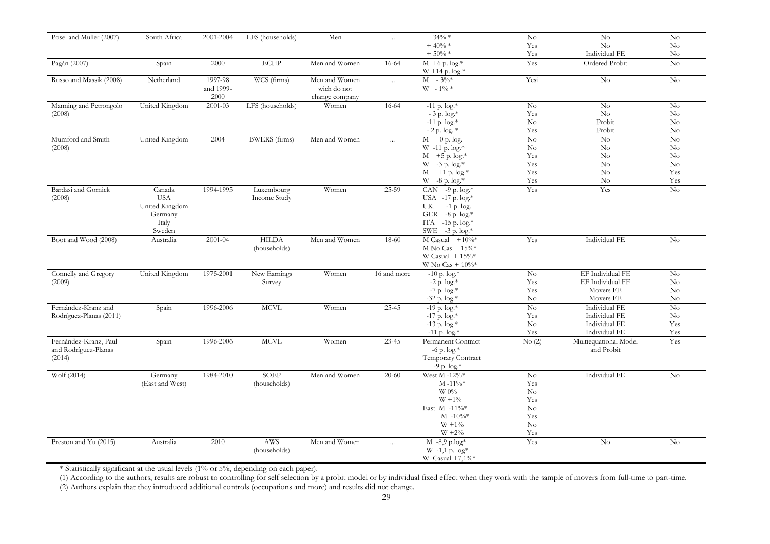| | | | | | | | | | |
|---|---|---|---|---|---|---|---|---|---|
| Posel and Muller (2007) | South Africa | 2001-2004 | LFS (households) | Men | ... | + 34% *<br>+ 40% *<br>+ 50% * | No<br>Yes<br>Yes | No<br>No<br>Individual FE | No<br>No<br>No |
| Pagán (2007) | Spain | 2000 | ECHP | Men and Women | 16-64 | M +6 p. log.*<br>W +14 p. log.* | Yes | Ordered Probit | No |
| Russo and Massik (2008) | Netherland | 1997-98 and 1999-2000 | WCS (firms) | Men and Women wich do not change company | ... | M - 3%*<br>W - 1% * | Yesi | No | No |
| Manning and Petrongolo (2008) | United Kingdom | 2001-03 | LFS (households) | Women | 16-64 | -11 p. log.*<br>- 3 p. log.*<br>-11 p. log.*<br>- 2 p. log. * | No<br>Yes<br>No<br>Yes | No<br>No<br>Probit<br>Probit | No<br>No<br>No<br>No |
| Mumford and Smith (2008) | United Kingdom | 2004 | BWERS (firms) | Men and Women | ... | M 0 p. log.<br>W -11 p. log.*<br>M +5 p. log.*<br>W -3 p. log.*<br>M +1 p. log.*<br>W -8 p. log.* | No<br>No<br>Yes<br>Yes<br>Yes<br>Yes | No<br>No<br>No<br>No<br>No<br>No | No<br>No<br>No<br>No<br>Yes<br>Yes |
| Bardasi and Gornick (2008) | Canada<br>USA<br>United Kingdom<br>Germany<br>Italy<br>Sweden | 1994-1995 | Luxembourg Income Study | Women | 25-59 | CAN -9 p. log.*<br>USA -17 p. log.*<br>UK -1 p. log.<br>GER -8 p. log.*<br>ITA -15 p. log.*<br>SWE -3 p. log.* | Yes | Yes | No |
| Boot and Wood (2008) | Australia | 2001-04 | HILDA (households) | Men and Women | 18-60 | M Casual +10%*<br>M No Cas +15%*<br>W Casual + 15%*<br>W No Cas + 10%* | Yes | Individual FE | No |
| Connelly and Gregory (2009) | United Kingdom | 1975-2001 | New Earnings Survey | Women | 16 and more | -10 p. log.*<br>-2 p. log.*<br>-7 p. log.*<br>-32 p. log.* | No<br>Yes<br>Yes<br>No | EF Individual FE<br>EF Individual FE<br>Movers FE<br>Movers FE | No<br>No<br>No<br>No |
| Fernández-Kranz and Rodríguez-Planas (2011) | Spain | 1996-2006 | MCVL | Women | 25-45 | -19 p. log.*<br>-17 p. log.*<br>-13 p. log.*<br>-11 p. log.* | No<br>Yes<br>No<br>Yes | Individual FE<br>Individual FE<br>Individual FE<br>Individual FE | No<br>No<br>Yes<br>Yes |
| Fernández-Kranz, Paul and Rodríguez-Planas (2014) | Spain | 1996-2006 | MCVL | Women | 23-45 | Permanent Contract<br>-6 p. log.*<br>Temporary Contract<br>-9 p. log.* | No (2) | Multiequational Model and Probit | Yes |
| Wolf (2014) | Germany (East and West) | 1984-2010 | SOEP (households) | Men and Women | 20-60 | West M -12%*<br>M -11%*<br>W 0%<br>W +1%<br>East M -11%*<br>M -10%*<br>W +1%<br>W +2% | No<br>Yes<br>No<br>Yes<br>No<br>Yes<br>No<br>Yes | Individual FE | No |
| Preston and Yu (2015) | Australia | 2010 | AWS (households) | Men and Women | ... | M -8,9 p.log*<br>W -1,1 p. log*<br>W Casual +7,1%* | Yes | No | No |

\* Statistically significant at the usual levels (1% or 5%, depending on each paper).

(1) According to the authors, results are robust to controlling for self selection by a probit model or by individual fixed effect when they work with the sample of movers from full-time to part-time.

(2) Authors explain that they introduced additional controls (occupations and more) and results did not change.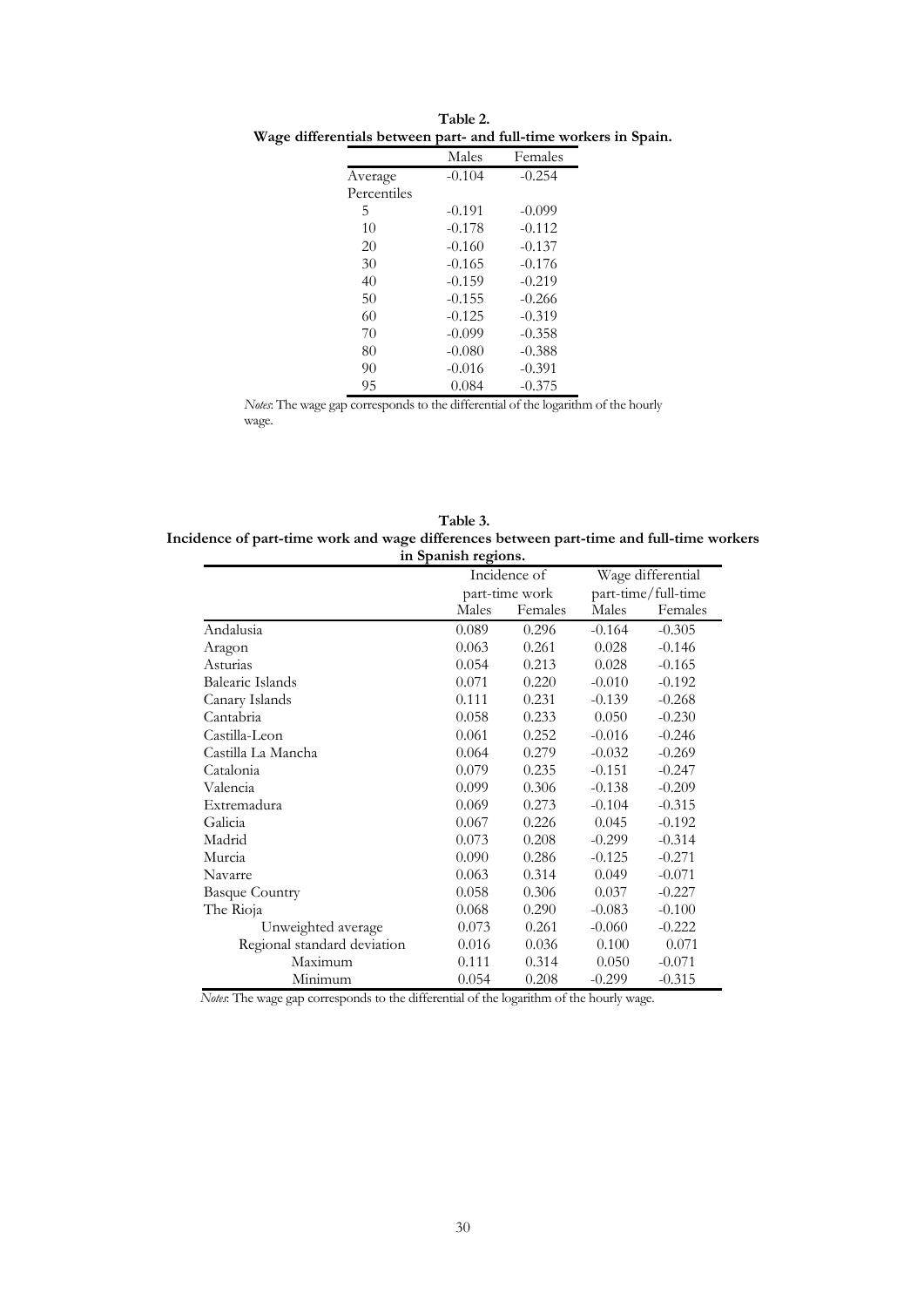**Table 2.**
**Wage differentials between part- and full-time workers in Spain.**

| | Males | Females |
|---|---|---|
| Average | -0.104 | -0.254 |
| Percentiles | | |
| 5 | -0.191 | -0.099 |
| 10 | -0.178 | -0.112 |
| 20 | -0.160 | -0.137 |
| 30 | -0.165 | -0.176 |
| 40 | -0.159 | -0.219 |
| 50 | -0.155 | -0.266 |
| 60 | -0.125 | -0.319 |
| 70 | -0.099 | -0.358 |
| 80 | -0.080 | -0.388 |
| 90 | -0.016 | -0.391 |
| 95 | 0.084 | -0.375 |

*Notes*: The wage gap corresponds to the differential of the logarithm of the hourly wage.

**Table 3.**
**Incidence of part-time work and wage differences between part-time and full-time workers in Spanish regions.**

| | Incidence of part-time work | | Wage differential part-time/full-time | |
|---|---|---|---|---|
| | Males | Females | Males | Females |
| Andalusia | 0.089 | 0.296 | -0.164 | -0.305 |
| Aragon | 0.063 | 0.261 | 0.028 | -0.146 |
| Asturias | 0.054 | 0.213 | 0.028 | -0.165 |
| Balearic Islands | 0.071 | 0.220 | -0.010 | -0.192 |
| Canary Islands | 0.111 | 0.231 | -0.139 | -0.268 |
| Cantabria | 0.058 | 0.233 | 0.050 | -0.230 |
| Castilla-Leon | 0.061 | 0.252 | -0.016 | -0.246 |
| Castilla La Mancha | 0.064 | 0.279 | -0.032 | -0.269 |
| Catalonia | 0.079 | 0.235 | -0.151 | -0.247 |
| Valencia | 0.099 | 0.306 | -0.138 | -0.209 |
| Extremadura | 0.069 | 0.273 | -0.104 | -0.315 |
| Galicia | 0.067 | 0.226 | 0.045 | -0.192 |
| Madrid | 0.073 | 0.208 | -0.299 | -0.314 |
| Murcia | 0.090 | 0.286 | -0.125 | -0.271 |
| Navarre | 0.063 | 0.314 | 0.049 | -0.071 |
| Basque Country | 0.058 | 0.306 | 0.037 | -0.227 |
| The Rioja | 0.068 | 0.290 | -0.083 | -0.100 |
| Unweighted average | 0.073 | 0.261 | -0.060 | -0.222 |
| Regional standard deviation | 0.016 | 0.036 | 0.100 | 0.071 |
| Maximum | 0.111 | 0.314 | 0.050 | -0.071 |
| Minimum | 0.054 | 0.208 | -0.299 | -0.315 |

*Notes*: The wage gap corresponds to the differential of the logarithm of the hourly wage.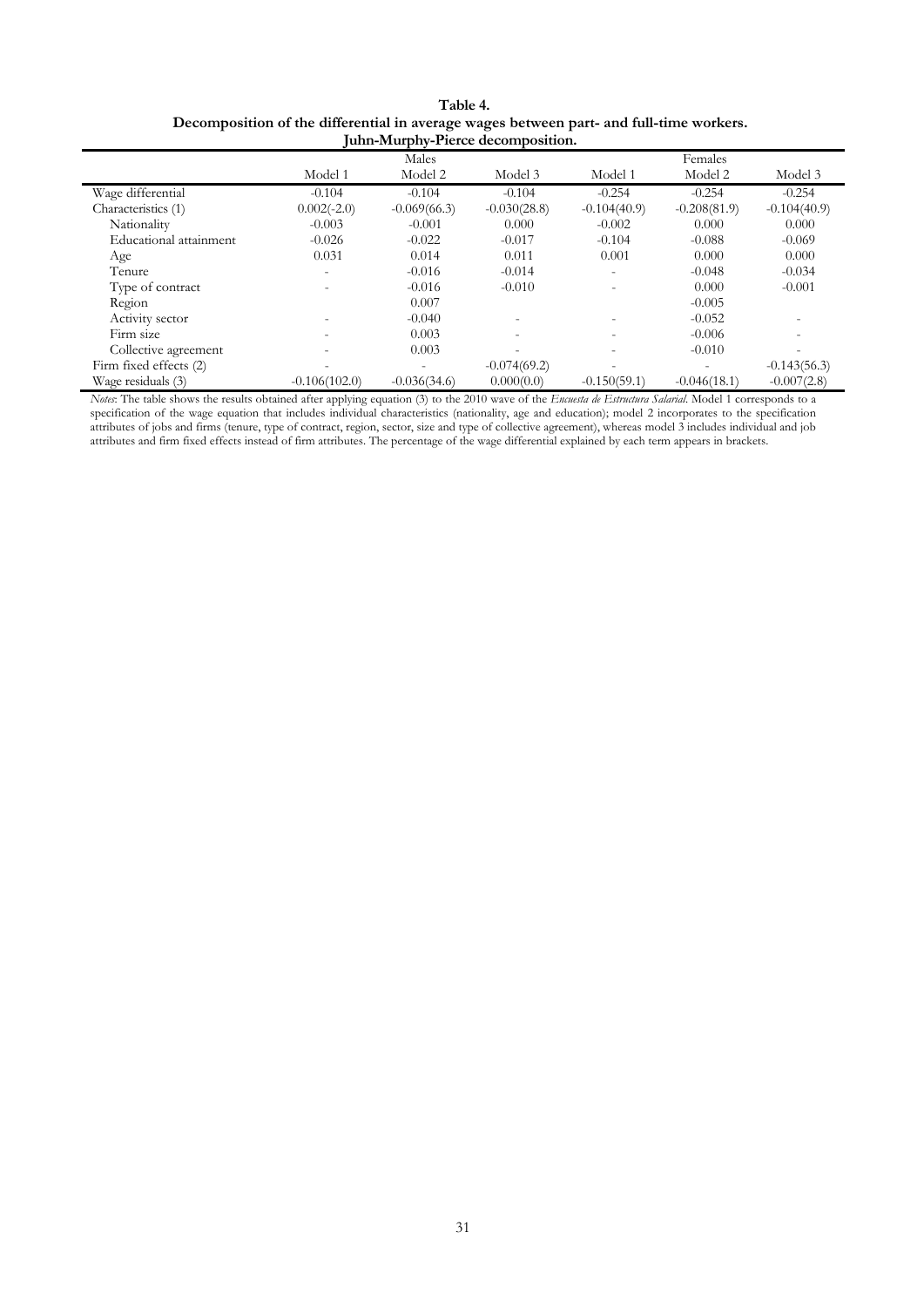**Table 4.**
**Decomposition of the differential in average wages between part- and full-time workers. Juhn-Murphy-Pierce decomposition.**

| | Males | | | Females | | |
|---|---|---|---|---|---|---|
| | Model 1 | Model 2 | Model 3 | Model 1 | Model 2 | Model 3 |
| Wage differential | -0.104 | -0.104 | -0.104 | -0.254 | -0.254 | -0.254 |
| Characteristics (1) | 0.002(-2.0) | -0.069(66.3) | -0.030(28.8) | -0.104(40.9) | -0.208(81.9) | -0.104(40.9) |
| Nationality | -0.003 | -0.001 | 0.000 | -0.002 | 0.000 | 0.000 |
| Educational attainment | -0.026 | -0.022 | -0.017 | -0.104 | -0.088 | -0.069 |
| Age | 0.031 | 0.014 | 0.011 | 0.001 | 0.000 | 0.000 |
| Tenure | - | -0.016 | -0.014 | - | -0.048 | -0.034 |
| Type of contract | - | -0.016 | -0.010 | - | 0.000 | -0.001 |
| Region | | 0.007 | | | -0.005 | |
| Activity sector | - | -0.040 | - | - | -0.052 | - |
| Firm size | - | 0.003 | - | - | -0.006 | - |
| Collective agreement | - | 0.003 | - | - | -0.010 | - |
| Firm fixed effects (2) | - | - | -0.074(69.2) | - | - | -0.143(56.3) |
| Wage residuals (3) | -0.106(102.0) | -0.036(34.6) | 0.000(0.0) | -0.150(59.1) | -0.046(18.1) | -0.007(2.8) |

*Notes*: The table shows the results obtained after applying equation (3) to the 2010 wave of the *Encuesta de Estructura Salarial*. Model 1 corresponds to a specification of the wage equation that includes individual characteristics (nationality, age and education); model 2 incorporates to the specification attributes of jobs and firms (tenure, type of contract, region, sector, size and type of collective agreement), whereas model 3 includes individual and job attributes and firm fixed effects instead of firm attributes. The percentage of the wage differential explained by each term appears in brackets.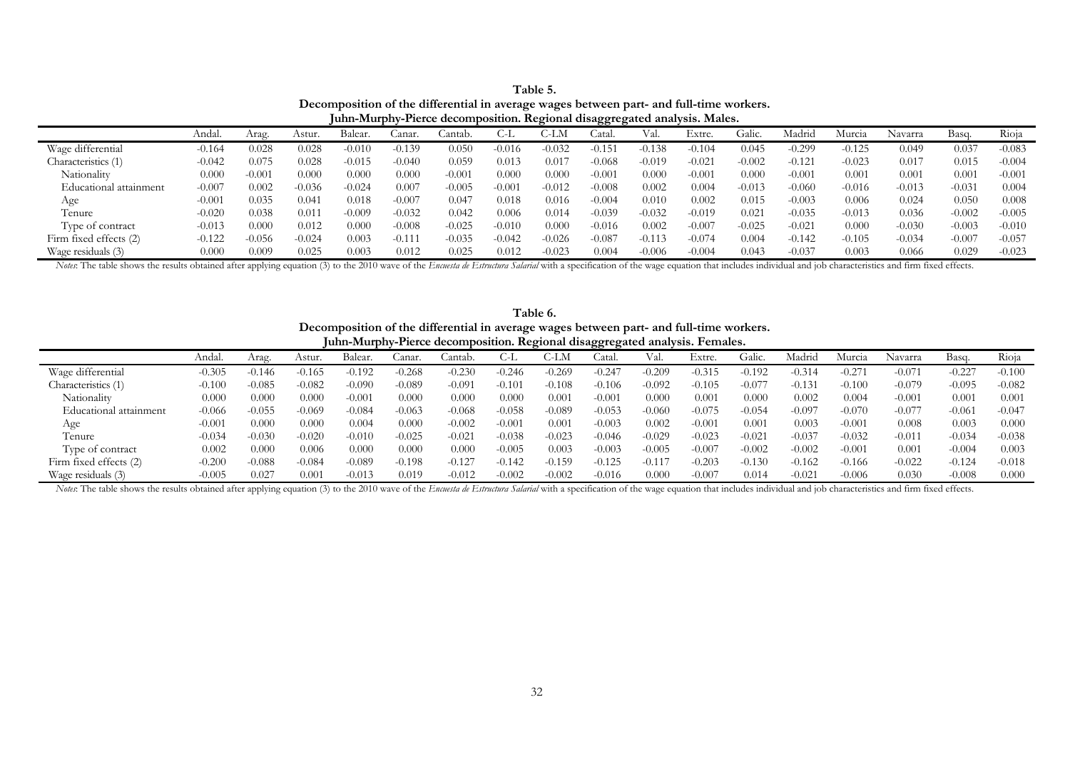**Table 5.**
**Decomposition of the differential in average wages between part- and full-time workers.**
**Juhn-Murphy-Pierce decomposition. Regional disaggregated analysis. Males.**

| | Andal. | Arag. | Astur. | Balear. | Canar. | Cantab. | C-L | C-LM | Catal. | Val. | Extre. | Galic. | Madrid | Murcia | Navarra | Basq. | Rioja |
|---|---|---|---|---|---|---|---|---|---|---|---|---|---|---|---|---|---|
| Wage differential | -0.164 | 0.028 | 0.028 | -0.010 | -0.139 | 0.050 | -0.016 | -0.032 | -0.151 | -0.138 | -0.104 | 0.045 | -0.299 | -0.125 | 0.049 | 0.037 | -0.083 |
| Characteristics (1) | -0.042 | 0.075 | 0.028 | -0.015 | -0.040 | 0.059 | 0.013 | 0.017 | -0.068 | -0.019 | -0.021 | -0.002 | -0.121 | -0.023 | 0.017 | 0.015 | -0.004 |
| Nationality | 0.000 | -0.001 | 0.000 | 0.000 | 0.000 | -0.001 | 0.000 | 0.000 | -0.001 | 0.000 | -0.001 | 0.000 | -0.001 | 0.001 | 0.001 | 0.001 | -0.001 |
| Educational attainment | -0.007 | 0.002 | -0.036 | -0.024 | 0.007 | -0.005 | -0.001 | -0.012 | -0.008 | 0.002 | 0.004 | -0.013 | -0.060 | -0.016 | -0.013 | -0.031 | 0.004 |
| Age | -0.001 | 0.035 | 0.041 | 0.018 | -0.007 | 0.047 | 0.018 | 0.016 | -0.004 | 0.010 | 0.002 | 0.015 | -0.003 | 0.006 | 0.024 | 0.050 | 0.008 |
| Tenure | -0.020 | 0.038 | 0.011 | -0.009 | -0.032 | 0.042 | 0.006 | 0.014 | -0.039 | -0.032 | -0.019 | 0.021 | -0.035 | -0.013 | 0.036 | -0.002 | -0.005 |
| Type of contract | -0.013 | 0.000 | 0.012 | 0.000 | -0.008 | -0.025 | -0.010 | 0.000 | -0.016 | 0.002 | -0.007 | -0.025 | -0.021 | 0.000 | -0.030 | -0.003 | -0.010 |
| Firm fixed effects (2) | -0.122 | -0.056 | -0.024 | 0.003 | -0.111 | -0.035 | -0.042 | -0.026 | -0.087 | -0.113 | -0.074 | 0.004 | -0.142 | -0.105 | -0.034 | -0.007 | -0.057 |
| Wage residuals (3) | 0.000 | 0.009 | 0.025 | 0.003 | 0.012 | 0.025 | 0.012 | -0.023 | 0.004 | -0.006 | -0.004 | 0.043 | -0.037 | 0.003 | 0.066 | 0.029 | -0.023 |

*Notes*: The table shows the results obtained after applying equation (3) to the 2010 wave of the *Encuesta de Estructura Salarial* with a specification of the wage equation that includes individual and job characteristics and firm fixed effects.

**Table 6.**
**Decomposition of the differential in average wages between part- and full-time workers.**
**Juhn-Murphy-Pierce decomposition. Regional disaggregated analysis. Females.**

| | Andal. | Arag. | Astur. | Balear. | Canar. | Cantab. | C-L | C-LM | Catal. | Val. | Extre. | Galic. | Madrid | Murcia | Navarra | Basq. | Rioja |
|---|---|---|---|---|---|---|---|---|---|---|---|---|---|---|---|---|---|
| Wage differential | -0.305 | -0.146 | -0.165 | -0.192 | -0.268 | -0.230 | -0.246 | -0.269 | -0.247 | -0.209 | -0.315 | -0.192 | -0.314 | -0.271 | -0.071 | -0.227 | -0.100 |
| Characteristics (1) | -0.100 | -0.085 | -0.082 | -0.090 | -0.089 | -0.091 | -0.101 | -0.108 | -0.106 | -0.092 | -0.105 | -0.077 | -0.131 | -0.100 | -0.079 | -0.095 | -0.082 |
| Nationality | 0.000 | 0.000 | 0.000 | -0.001 | 0.000 | 0.000 | 0.000 | 0.001 | -0.001 | 0.000 | 0.001 | 0.000 | 0.002 | 0.004 | -0.001 | 0.001 | 0.001 |
| Educational attainment | -0.066 | -0.055 | -0.069 | -0.084 | -0.063 | -0.068 | -0.058 | -0.089 | -0.053 | -0.060 | -0.075 | -0.054 | -0.097 | -0.070 | -0.077 | -0.061 | -0.047 |
| Age | -0.001 | 0.000 | 0.000 | 0.004 | 0.000 | -0.002 | -0.001 | 0.001 | -0.003 | 0.002 | -0.001 | 0.001 | 0.003 | -0.001 | 0.008 | 0.003 | 0.000 |
| Tenure | -0.034 | -0.030 | -0.020 | -0.010 | -0.025 | -0.021 | -0.038 | -0.023 | -0.046 | -0.029 | -0.023 | -0.021 | -0.037 | -0.032 | -0.011 | -0.034 | -0.038 |
| Type of contract | 0.002 | 0.000 | 0.006 | 0.000 | 0.000 | 0.000 | -0.005 | 0.003 | -0.003 | -0.005 | -0.007 | -0.002 | -0.002 | -0.001 | 0.001 | -0.004 | 0.003 |
| Firm fixed effects (2) | -0.200 | -0.088 | -0.084 | -0.089 | -0.198 | -0.127 | -0.142 | -0.159 | -0.125 | -0.117 | -0.203 | -0.130 | -0.162 | -0.166 | -0.022 | -0.124 | -0.018 |
| Wage residuals (3) | -0.005 | 0.027 | 0.001 | -0.013 | 0.019 | -0.012 | -0.002 | -0.002 | -0.016 | 0.000 | -0.007 | 0.014 | -0.021 | -0.006 | 0.030 | -0.008 | 0.000 |

*Notes*: The table shows the results obtained after applying equation (3) to the 2010 wave of the *Encuesta de Estructura Salarial* with a specification of the wage equation that includes individual and job characteristics and firm fixed effects.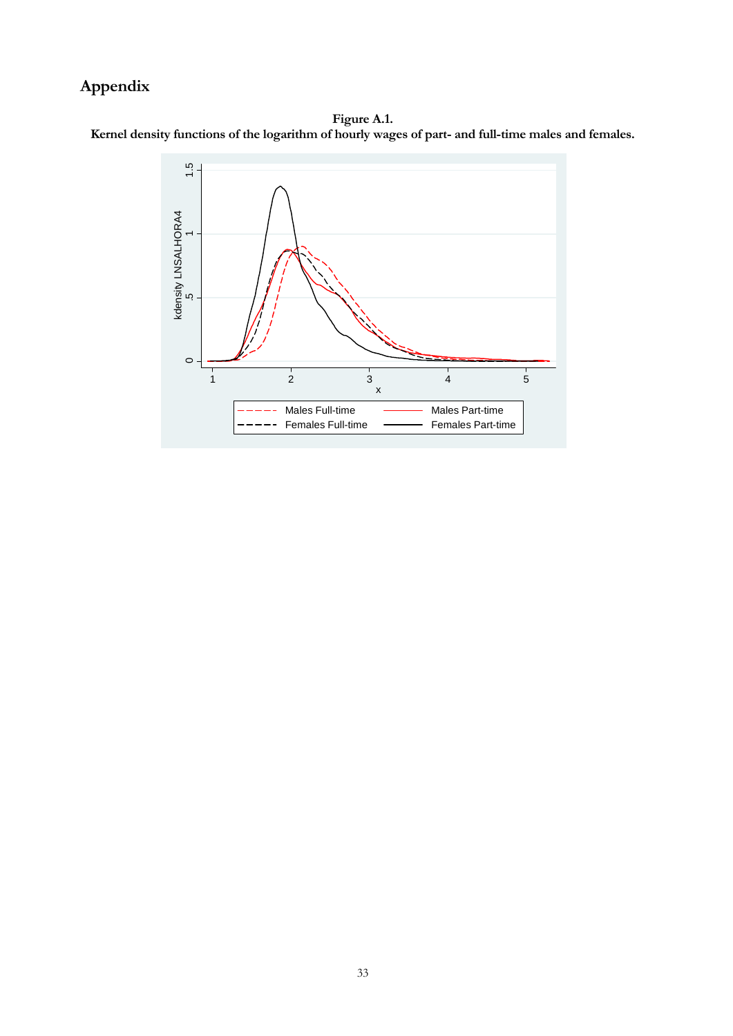# Appendix

**Figure A.1.**
**Kernel density functions of the logarithm of hourly wages of part- and full-time males and females.**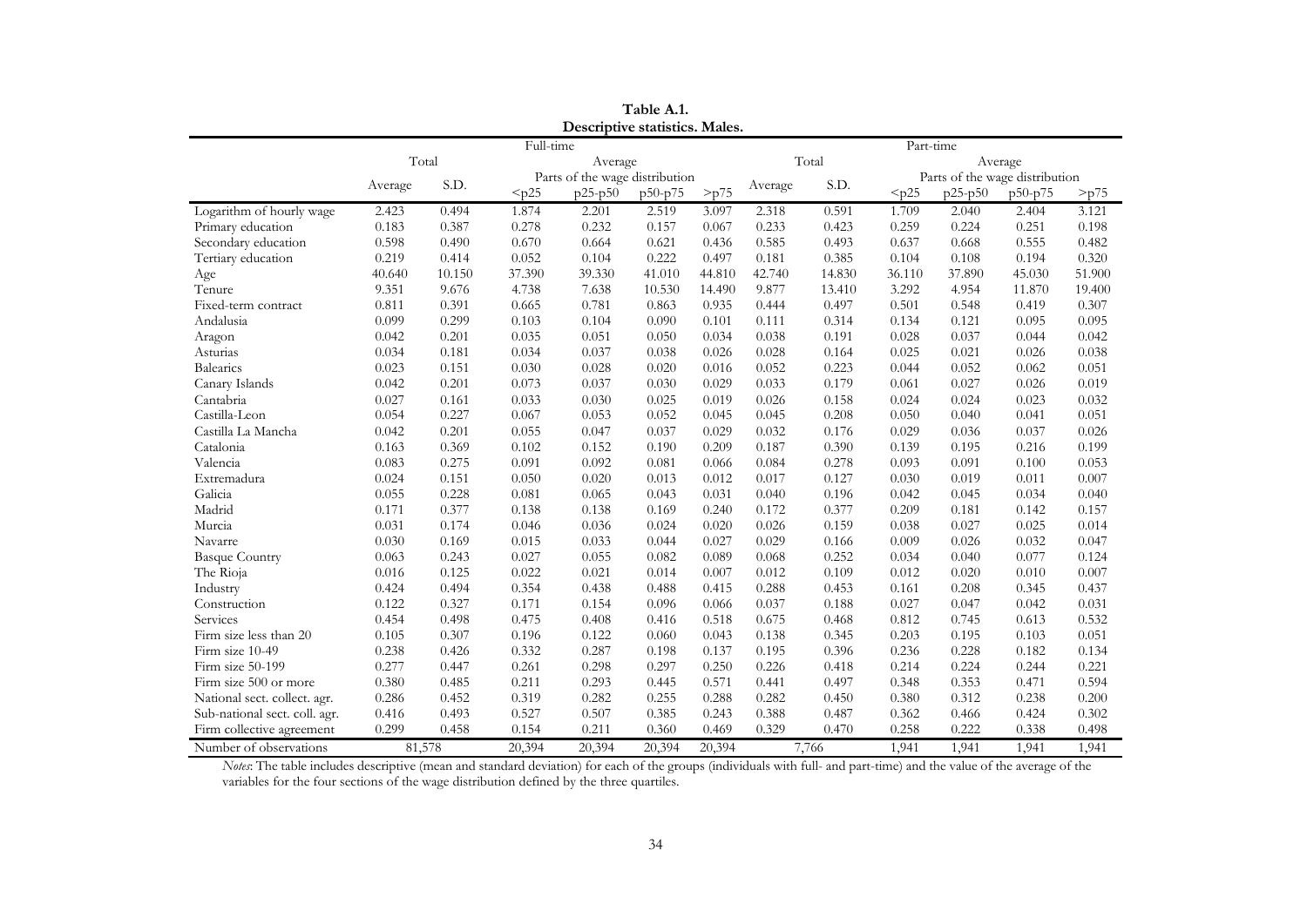**Table A.1.**
**Descriptive statistics. Males.**

| | Full-time | | | | | | Part-time | | | | | |
|---|---|---|---|---|---|---|---|---|---|---|---|---|
| | Total | | Average | | | | Total | | Average | | | |
| | | | Parts of the wage distribution | | | | | | Parts of the wage distribution | | | |
| | Average | S.D. | <p25 | p25-p50 | p50-p75 | >p75 | Average | S.D. | <p25 | p25-p50 | p50-p75 | >p75 |
| Logarithm of hourly wage | 2.423 | 0.494 | 1.874 | 2.201 | 2.519 | 3.097 | 2.318 | 0.591 | 1.709 | 2.040 | 2.404 | 3.121 |
| Primary education | 0.183 | 0.387 | 0.278 | 0.232 | 0.157 | 0.067 | 0.233 | 0.423 | 0.259 | 0.224 | 0.251 | 0.198 |
| Secondary education | 0.598 | 0.490 | 0.670 | 0.664 | 0.621 | 0.436 | 0.585 | 0.493 | 0.637 | 0.668 | 0.555 | 0.482 |
| Tertiary education | 0.219 | 0.414 | 0.052 | 0.104 | 0.222 | 0.497 | 0.181 | 0.385 | 0.104 | 0.108 | 0.194 | 0.320 |
| Age | 40.640 | 10.150 | 37.390 | 39.330 | 41.010 | 44.810 | 42.740 | 14.830 | 36.110 | 37.890 | 45.030 | 51.900 |
| Tenure | 9.351 | 9.676 | 4.738 | 7.638 | 10.530 | 14.490 | 9.877 | 13.410 | 3.292 | 4.954 | 11.870 | 19.400 |
| Fixed-term contract | 0.811 | 0.391 | 0.665 | 0.781 | 0.863 | 0.935 | 0.444 | 0.497 | 0.501 | 0.548 | 0.419 | 0.307 |
| Andalusia | 0.099 | 0.299 | 0.103 | 0.104 | 0.090 | 0.101 | 0.111 | 0.314 | 0.134 | 0.121 | 0.095 | 0.095 |
| Aragon | 0.042 | 0.201 | 0.035 | 0.051 | 0.050 | 0.034 | 0.038 | 0.191 | 0.028 | 0.037 | 0.044 | 0.042 |
| Asturias | 0.034 | 0.181 | 0.034 | 0.037 | 0.038 | 0.026 | 0.028 | 0.164 | 0.025 | 0.021 | 0.026 | 0.038 |
| Balearics | 0.023 | 0.151 | 0.030 | 0.028 | 0.020 | 0.016 | 0.052 | 0.223 | 0.044 | 0.052 | 0.062 | 0.051 |
| Canary Islands | 0.042 | 0.201 | 0.073 | 0.037 | 0.030 | 0.029 | 0.033 | 0.179 | 0.061 | 0.027 | 0.026 | 0.019 |
| Cantabria | 0.027 | 0.161 | 0.033 | 0.030 | 0.025 | 0.019 | 0.026 | 0.158 | 0.024 | 0.024 | 0.023 | 0.032 |
| Castilla-Leon | 0.054 | 0.227 | 0.067 | 0.053 | 0.052 | 0.045 | 0.045 | 0.208 | 0.050 | 0.040 | 0.041 | 0.051 |
| Castilla La Mancha | 0.042 | 0.201 | 0.055 | 0.047 | 0.037 | 0.029 | 0.032 | 0.176 | 0.029 | 0.036 | 0.037 | 0.026 |
| Catalonia | 0.163 | 0.369 | 0.102 | 0.152 | 0.190 | 0.209 | 0.187 | 0.390 | 0.139 | 0.195 | 0.216 | 0.199 |
| Valencia | 0.083 | 0.275 | 0.091 | 0.092 | 0.081 | 0.066 | 0.084 | 0.278 | 0.093 | 0.091 | 0.100 | 0.053 |
| Extremadura | 0.024 | 0.151 | 0.050 | 0.020 | 0.013 | 0.012 | 0.017 | 0.127 | 0.030 | 0.019 | 0.011 | 0.007 |
| Galicia | 0.055 | 0.228 | 0.081 | 0.065 | 0.043 | 0.031 | 0.040 | 0.196 | 0.042 | 0.045 | 0.034 | 0.040 |
| Madrid | 0.171 | 0.377 | 0.138 | 0.138 | 0.169 | 0.240 | 0.172 | 0.377 | 0.209 | 0.181 | 0.142 | 0.157 |
| Murcia | 0.031 | 0.174 | 0.046 | 0.036 | 0.024 | 0.020 | 0.026 | 0.159 | 0.038 | 0.027 | 0.025 | 0.014 |
| Navarre | 0.030 | 0.169 | 0.015 | 0.033 | 0.044 | 0.027 | 0.029 | 0.166 | 0.009 | 0.026 | 0.032 | 0.047 |
| Basque Country | 0.063 | 0.243 | 0.027 | 0.055 | 0.082 | 0.089 | 0.068 | 0.252 | 0.034 | 0.040 | 0.077 | 0.124 |
| The Rioja | 0.016 | 0.125 | 0.022 | 0.021 | 0.014 | 0.007 | 0.012 | 0.109 | 0.012 | 0.020 | 0.010 | 0.007 |
| Industry | 0.424 | 0.494 | 0.354 | 0.438 | 0.488 | 0.415 | 0.288 | 0.453 | 0.161 | 0.208 | 0.345 | 0.437 |
| Construction | 0.122 | 0.327 | 0.171 | 0.154 | 0.096 | 0.066 | 0.037 | 0.188 | 0.027 | 0.047 | 0.042 | 0.031 |
| Services | 0.454 | 0.498 | 0.475 | 0.408 | 0.416 | 0.518 | 0.675 | 0.468 | 0.812 | 0.745 | 0.613 | 0.532 |
| Firm size less than 20 | 0.105 | 0.307 | 0.196 | 0.122 | 0.060 | 0.043 | 0.138 | 0.345 | 0.203 | 0.195 | 0.103 | 0.051 |
| Firm size 10-49 | 0.238 | 0.426 | 0.332 | 0.287 | 0.198 | 0.137 | 0.195 | 0.396 | 0.236 | 0.228 | 0.182 | 0.134 |
| Firm size 50-199 | 0.277 | 0.447 | 0.261 | 0.298 | 0.297 | 0.250 | 0.226 | 0.418 | 0.214 | 0.224 | 0.244 | 0.221 |
| Firm size 500 or more | 0.380 | 0.485 | 0.211 | 0.293 | 0.445 | 0.571 | 0.441 | 0.497 | 0.348 | 0.353 | 0.471 | 0.594 |
| National sect. collect. agr. | 0.286 | 0.452 | 0.319 | 0.282 | 0.255 | 0.288 | 0.282 | 0.450 | 0.380 | 0.312 | 0.238 | 0.200 |
| Sub-national sect. coll. agr. | 0.416 | 0.493 | 0.527 | 0.507 | 0.385 | 0.243 | 0.388 | 0.487 | 0.362 | 0.466 | 0.424 | 0.302 |
| Firm collective agreement | 0.299 | 0.458 | 0.154 | 0.211 | 0.360 | 0.469 | 0.329 | 0.470 | 0.258 | 0.222 | 0.338 | 0.498 |
| Number of observations | 81,578 | | 20,394 | 20,394 | 20,394 | 20,394 | 7,766 | | 1,941 | 1,941 | 1,941 | 1,941 |

*Notes*: The table includes descriptive (mean and standard deviation) for each of the groups (individuals with full- and part-time) and the value of the average of the variables for the four sections of the wage distribution defined by the three quartiles.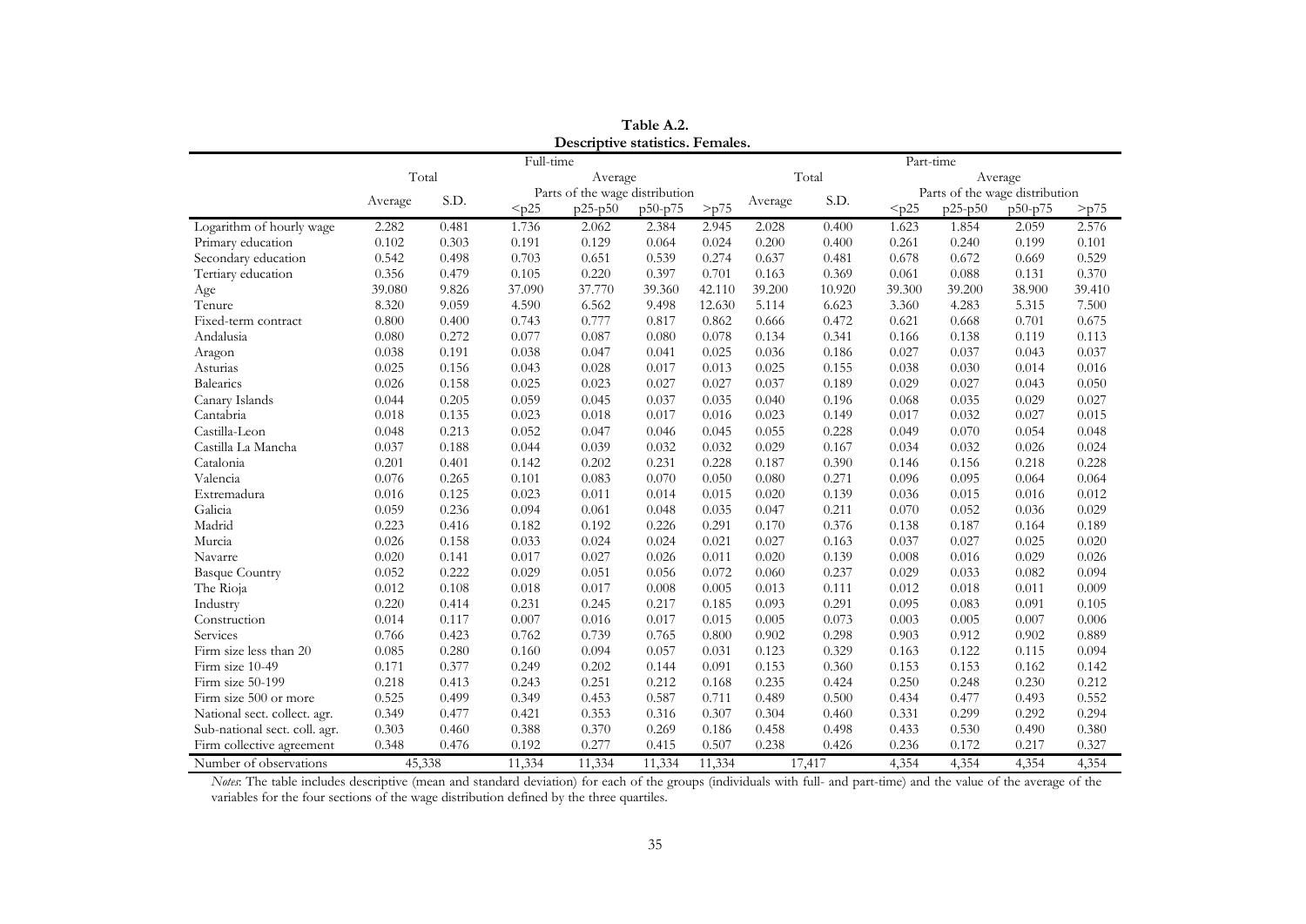**Table A.2.**
**Descriptive statistics. Females.**

| | Full-time | | | | | | Part-time | | | | | |
|---|---|---|---|---|---|---|---|---|---|---|---|---|
| | Total | | Average | | | | Total | | Average | | | |
| | | | Parts of the wage distribution | | | | | | Parts of the wage distribution | | | |
| | Average | S.D. | <p25 | p25-p50 | p50-p75 | >p75 | Average | S.D. | <p25 | p25-p50 | p50-p75 | >p75 |
| Logarithm of hourly wage | 2.282 | 0.481 | 1.736 | 2.062 | 2.384 | 2.945 | 2.028 | 0.400 | 1.623 | 1.854 | 2.059 | 2.576 |
| Primary education | 0.102 | 0.303 | 0.191 | 0.129 | 0.064 | 0.024 | 0.200 | 0.400 | 0.261 | 0.240 | 0.199 | 0.101 |
| Secondary education | 0.542 | 0.498 | 0.703 | 0.651 | 0.539 | 0.274 | 0.637 | 0.481 | 0.678 | 0.672 | 0.669 | 0.529 |
| Tertiary education | 0.356 | 0.479 | 0.105 | 0.220 | 0.397 | 0.701 | 0.163 | 0.369 | 0.061 | 0.088 | 0.131 | 0.370 |
| Age | 39.080 | 9.826 | 37.090 | 37.770 | 39.360 | 42.110 | 39.200 | 10.920 | 39.300 | 39.200 | 38.900 | 39.410 |
| Tenure | 8.320 | 9.059 | 4.590 | 6.562 | 9.498 | 12.630 | 5.114 | 6.623 | 3.360 | 4.283 | 5.315 | 7.500 |
| Fixed-term contract | 0.800 | 0.400 | 0.743 | 0.777 | 0.817 | 0.862 | 0.666 | 0.472 | 0.621 | 0.668 | 0.701 | 0.675 |
| Andalusia | 0.080 | 0.272 | 0.077 | 0.087 | 0.080 | 0.078 | 0.134 | 0.341 | 0.166 | 0.138 | 0.119 | 0.113 |
| Aragon | 0.038 | 0.191 | 0.038 | 0.047 | 0.041 | 0.025 | 0.036 | 0.186 | 0.027 | 0.037 | 0.043 | 0.037 |
| Asturias | 0.025 | 0.156 | 0.043 | 0.028 | 0.017 | 0.013 | 0.025 | 0.155 | 0.038 | 0.030 | 0.014 | 0.016 |
| Balearics | 0.026 | 0.158 | 0.025 | 0.023 | 0.027 | 0.027 | 0.037 | 0.189 | 0.029 | 0.027 | 0.043 | 0.050 |
| Canary Islands | 0.044 | 0.205 | 0.059 | 0.045 | 0.037 | 0.035 | 0.040 | 0.196 | 0.068 | 0.035 | 0.029 | 0.027 |
| Cantabria | 0.018 | 0.135 | 0.023 | 0.018 | 0.017 | 0.016 | 0.023 | 0.149 | 0.017 | 0.032 | 0.027 | 0.015 |
| Castilla-Leon | 0.048 | 0.213 | 0.052 | 0.047 | 0.046 | 0.045 | 0.055 | 0.228 | 0.049 | 0.070 | 0.054 | 0.048 |
| Castilla La Mancha | 0.037 | 0.188 | 0.044 | 0.039 | 0.032 | 0.032 | 0.029 | 0.167 | 0.034 | 0.032 | 0.026 | 0.024 |
| Catalonia | 0.201 | 0.401 | 0.142 | 0.202 | 0.231 | 0.228 | 0.187 | 0.390 | 0.146 | 0.156 | 0.218 | 0.228 |
| Valencia | 0.076 | 0.265 | 0.101 | 0.083 | 0.070 | 0.050 | 0.080 | 0.271 | 0.096 | 0.095 | 0.064 | 0.064 |
| Extremadura | 0.016 | 0.125 | 0.023 | 0.011 | 0.014 | 0.015 | 0.020 | 0.139 | 0.036 | 0.015 | 0.016 | 0.012 |
| Galicia | 0.059 | 0.236 | 0.094 | 0.061 | 0.048 | 0.035 | 0.047 | 0.211 | 0.070 | 0.052 | 0.036 | 0.029 |
| Madrid | 0.223 | 0.416 | 0.182 | 0.192 | 0.226 | 0.291 | 0.170 | 0.376 | 0.138 | 0.187 | 0.164 | 0.189 |
| Murcia | 0.026 | 0.158 | 0.033 | 0.024 | 0.024 | 0.021 | 0.027 | 0.163 | 0.037 | 0.027 | 0.025 | 0.020 |
| Navarre | 0.020 | 0.141 | 0.017 | 0.027 | 0.026 | 0.011 | 0.020 | 0.139 | 0.008 | 0.016 | 0.029 | 0.026 |
| Basque Country | 0.052 | 0.222 | 0.029 | 0.051 | 0.056 | 0.072 | 0.060 | 0.237 | 0.029 | 0.033 | 0.082 | 0.094 |
| The Rioja | 0.012 | 0.108 | 0.018 | 0.017 | 0.008 | 0.005 | 0.013 | 0.111 | 0.012 | 0.018 | 0.011 | 0.009 |
| Industry | 0.220 | 0.414 | 0.231 | 0.245 | 0.217 | 0.185 | 0.093 | 0.291 | 0.095 | 0.083 | 0.091 | 0.105 |
| Construction | 0.014 | 0.117 | 0.007 | 0.016 | 0.017 | 0.015 | 0.005 | 0.073 | 0.003 | 0.005 | 0.007 | 0.006 |
| Services | 0.766 | 0.423 | 0.762 | 0.739 | 0.765 | 0.800 | 0.902 | 0.298 | 0.903 | 0.912 | 0.902 | 0.889 |
| Firm size less than 20 | 0.085 | 0.280 | 0.160 | 0.094 | 0.057 | 0.031 | 0.123 | 0.329 | 0.163 | 0.122 | 0.115 | 0.094 |
| Firm size 10-49 | 0.171 | 0.377 | 0.249 | 0.202 | 0.144 | 0.091 | 0.153 | 0.360 | 0.153 | 0.153 | 0.162 | 0.142 |
| Firm size 50-199 | 0.218 | 0.413 | 0.243 | 0.251 | 0.212 | 0.168 | 0.235 | 0.424 | 0.250 | 0.248 | 0.230 | 0.212 |
| Firm size 500 or more | 0.525 | 0.499 | 0.349 | 0.453 | 0.587 | 0.711 | 0.489 | 0.500 | 0.434 | 0.477 | 0.493 | 0.552 |
| National sect. collect. agr. | 0.349 | 0.477 | 0.421 | 0.353 | 0.316 | 0.307 | 0.304 | 0.460 | 0.331 | 0.299 | 0.292 | 0.294 |
| Sub-national sect. coll. agr. | 0.303 | 0.460 | 0.388 | 0.370 | 0.269 | 0.186 | 0.458 | 0.498 | 0.433 | 0.530 | 0.490 | 0.380 |
| Firm collective agreement | 0.348 | 0.476 | 0.192 | 0.277 | 0.415 | 0.507 | 0.238 | 0.426 | 0.236 | 0.172 | 0.217 | 0.327 |
| Number of observations | 45,338 | | 11,334 | 11,334 | 11,334 | 11,334 | 17,417 | | 4,354 | 4,354 | 4,354 | 4,354 |

*Notes*: The table includes descriptive (mean and standard deviation) for each of the groups (individuals with full- and part-time) and the value of the average of the variables for the four sections of the wage distribution defined by the three quartiles.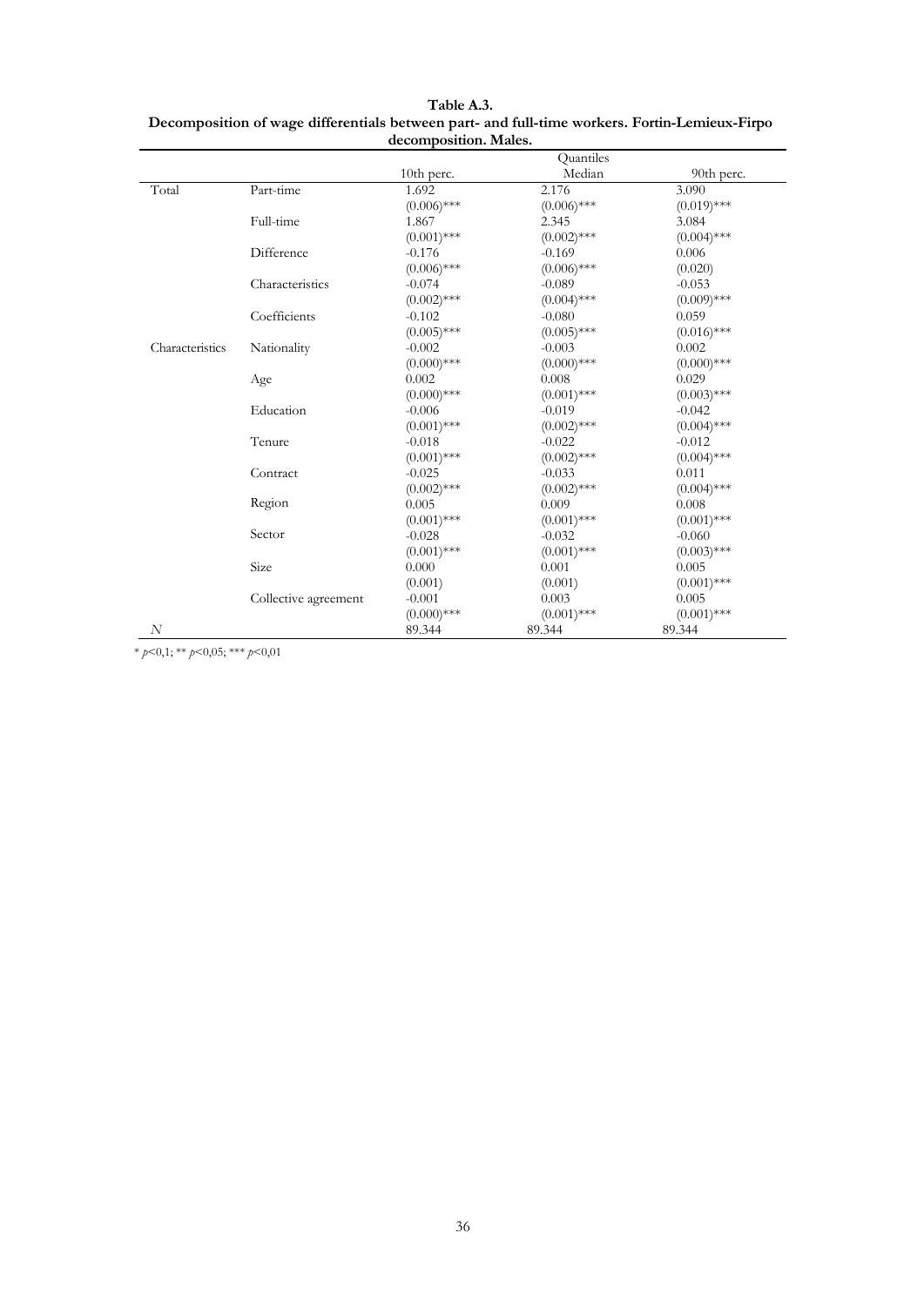**Table A.3.**
**Decomposition of wage differentials between part- and full-time workers. Fortin-Lemieux-Firpo decomposition. Males.**

| | | Quantiles | | |
|---|---|---|---|---|
| | | 10th perc. | Median | 90th perc. |
| Total | Part-time | 1.692 | 2.176 | 3.090 |
| | | (0.006)*** | (0.006)*** | (0.019)*** |
| | Full-time | 1.867 | 2.345 | 3.084 |
| | | (0.001)*** | (0.002)*** | (0.004)*** |
| | Difference | -0.176 | -0.169 | 0.006 |
| | | (0.006)*** | (0.006)*** | (0.020) |
| | Characteristics | -0.074 | -0.089 | -0.053 |
| | | (0.002)*** | (0.004)*** | (0.009)*** |
| | Coefficients | -0.102 | -0.080 | 0.059 |
| | | (0.005)*** | (0.005)*** | (0.016)*** |
| Characteristics | Nationality | -0.002 | -0.003 | 0.002 |
| | | (0.000)*** | (0.000)*** | (0.000)*** |
| | Age | 0.002 | 0.008 | 0.029 |
| | | (0.000)*** | (0.001)*** | (0.003)*** |
| | Education | -0.006 | -0.019 | -0.042 |
| | | (0.001)*** | (0.002)*** | (0.004)*** |
| | Tenure | -0.018 | -0.022 | -0.012 |
| | | (0.001)*** | (0.002)*** | (0.004)*** |
| | Contract | -0.025 | -0.033 | 0.011 |
| | | (0.002)*** | (0.002)*** | (0.004)*** |
| | Region | 0.005 | 0.009 | 0.008 |
| | | (0.001)*** | (0.001)*** | (0.001)*** |
| | Sector | -0.028 | -0.032 | -0.060 |
| | | (0.001)*** | (0.001)*** | (0.003)*** |
| | Size | 0.000 | 0.001 | 0.005 |
| | | (0.001) | (0.001) | (0.001)*** |
| | Collective agreement | -0.001 | 0.003 | 0.005 |
| | | (0.000)*** | (0.001)*** | (0.001)*** |
| *N* | | 89.344 | 89.344 | 89.344 |

* $p<0,1$; ** $p<0,05$; *** $p<0,01$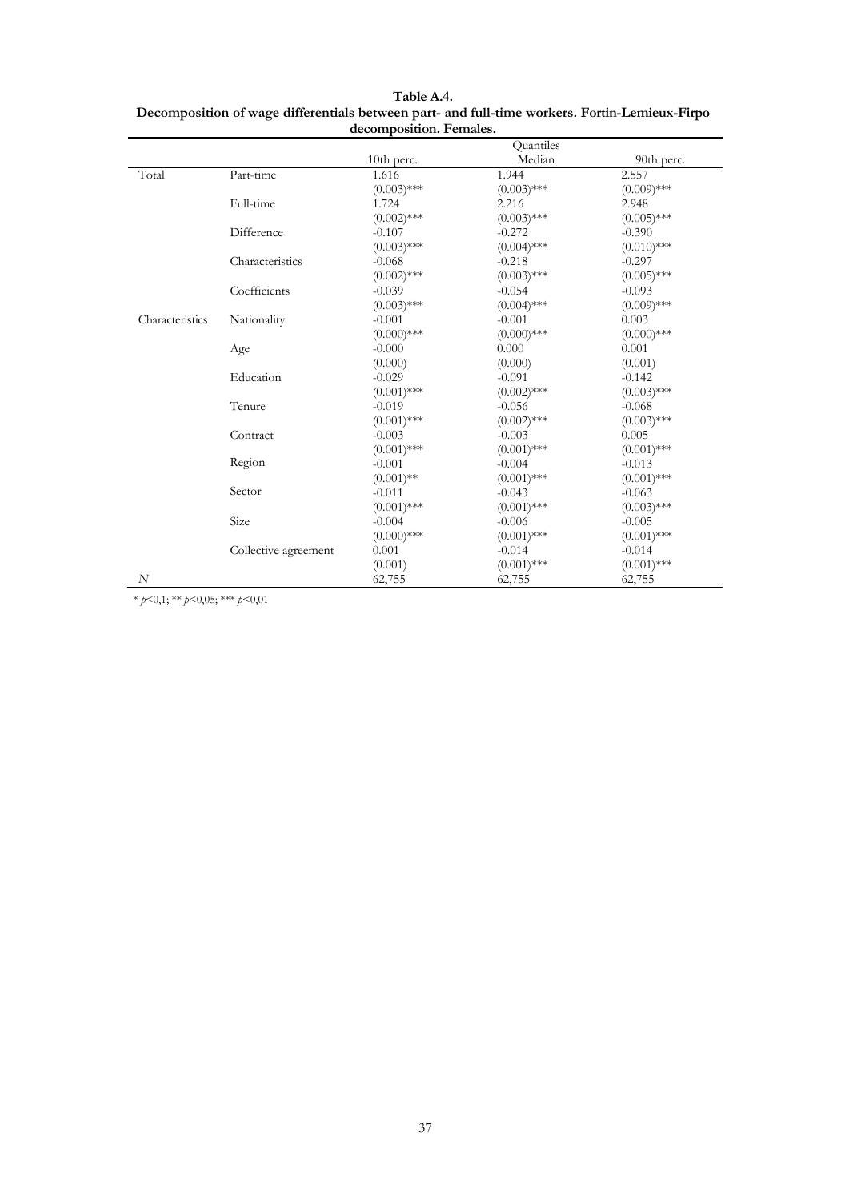**Table A.4.**
**Decomposition of wage differentials between part- and full-time workers. Fortin-Lemieux-Firpo decomposition. Females.**

| | | Quantiles | | |
|---|---|---|---|---|
| | | 10th perc. | Median | 90th perc. |
| Total | Part-time | 1.616 | 1.944 | 2.557 |
| | | (0.003)*** | (0.003)*** | (0.009)*** |
| | Full-time | 1.724 | 2.216 | 2.948 |
| | | (0.002)*** | (0.003)*** | (0.005)*** |
| | Difference | -0.107 | -0.272 | -0.390 |
| | | (0.003)*** | (0.004)*** | (0.010)*** |
| | Characteristics | -0.068 | -0.218 | -0.297 |
| | | (0.002)*** | (0.003)*** | (0.005)*** |
| | Coefficients | -0.039 | -0.054 | -0.093 |
| | | (0.003)*** | (0.004)*** | (0.009)*** |
| Characteristics | Nationality | -0.001 | -0.001 | 0.003 |
| | | (0.000)*** | (0.000)*** | (0.000)*** |
| | Age | -0.000 | 0.000 | 0.001 |
| | | (0.000) | (0.000) | (0.001) |
| | Education | -0.029 | -0.091 | -0.142 |
| | | (0.001)*** | (0.002)*** | (0.003)*** |
| | Tenure | -0.019 | -0.056 | -0.068 |
| | | (0.001)*** | (0.002)*** | (0.003)*** |
| | Contract | -0.003 | -0.003 | 0.005 |
| | | (0.001)*** | (0.001)*** | (0.001)*** |
| | Region | -0.001 | -0.004 | -0.013 |
| | | (0.001)** | (0.001)*** | (0.001)*** |
| | Sector | -0.011 | -0.043 | -0.063 |
| | | (0.001)*** | (0.001)*** | (0.003)*** |
| | Size | -0.004 | -0.006 | -0.005 |
| | | (0.000)*** | (0.001)*** | (0.001)*** |
| | Collective agreement | 0.001 | -0.014 | -0.014 |
| | | (0.001) | (0.001)*** | (0.001)*** |
| *N* | | 62,755 | 62,755 | 62,755 |

\* $p<0{,}1$; \*\* $p<0{,}05$; \*\*\* $p<0{,}01$